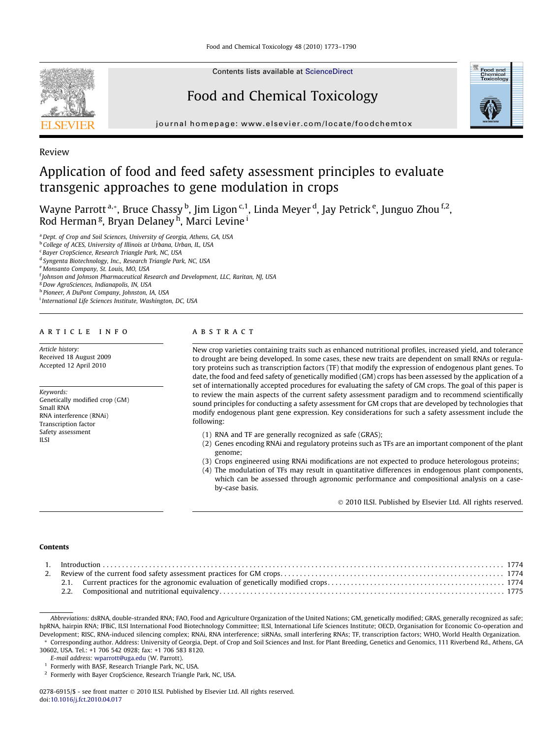Review

# Application of food and feed safety assessment principles to evaluate transgenic approaches to gene modulation in crops

Wayne Parrott [a,*], Bruce Chassy [b], Jim Ligon [c,1], Linda Meyer [d], Jay Petrick [e], Junguo Zhou [f,2], Rod Herman [g], Bryan Delaney [h], Marci Levine [i]

[a] Dept. of Crop and Soil Sciences, University of Georgia, Athens, GA, USA
[b] College of ACES, University of Illinois at Urbana, Urban, IL, USA
[c] Bayer CropScience, Research Triangle Park, NC, USA
[d] Syngenta Biotechnology, Inc., Research Triangle Park, NC, USA
[e] Monsanto Company, St. Louis, MO, USA
[f] Johnson and Johnson Pharmaceutical Research and Development, LLC, Raritan, NJ, USA
[g] Dow AgroSciences, Indianapolis, IN, USA
[h] Pioneer, A DuPont Company, Johnston, IA, USA
[i] International Life Sciences Institute, Washington, DC, USA

## ARTICLE INFO

*Article history:*
Received 18 August 2009
Accepted 12 April 2010

*Keywords:*
Genetically modified crop (GM)
Small RNA
RNA interference (RNAi)
Transcription factor
Safety assessment
ILSI

## ABSTRACT

New crop varieties containing traits such as enhanced nutritional profiles, increased yield, and tolerance to drought are being developed. In some cases, these new traits are dependent on small RNAs or regulatory proteins such as transcription factors (TF) that modify the expression of endogenous plant genes. To date, the food and feed safety of genetically modified (GM) crops has been assessed by the application of a set of internationally accepted procedures for evaluating the safety of GM crops. The goal of this paper is to review the main aspects of the current safety assessment paradigm and to recommend scientifically sound principles for conducting a safety assessment for GM crops that are developed by technologies that modify endogenous plant gene expression. Key considerations for such a safety assessment include the following:

(1) RNA and TF are generally recognized as safe (GRAS);
(2) Genes encoding RNAi and regulatory proteins such as TFs are an important component of the plant genome;
(3) Crops engineered using RNAi modifications are not expected to produce heterologous proteins;
(4) The modulation of TFs may result in quantitative differences in endogenous plant components, which can be assessed through agronomic performance and compositional analysis on a case-by-case basis.

© 2010 ILSI. Published by Elsevier Ltd. All rights reserved.

### Contents

1. Introduction . . . 1774
2. Review of the current food safety assessment practices for GM crops . . . 1774
   2.1. Current practices for the agronomic evaluation of genetically modified crops . . . 1774
   2.2. Compositional and nutritional equivalency . . . 1775

*Abbreviations:* dsRNA, double-stranded RNA; FAO, Food and Agriculture Organization of the United Nations; GM, genetically modified; GRAS, generally recognized as safe; hpRNA, hairpin RNA; IFBiC, ILSI International Food Biotechnology Committee; ILSI, International Life Sciences Institute; OECD, Organisation for Economic Co-operation and Development; RISC, RNA-induced silencing complex; RNAi, RNA interference; siRNAs, small interfering RNAs; TF, transcription factors; WHO, World Health Organization.

\* Corresponding author. Address: University of Georgia, Dept. of Crop and Soil Sciences and Inst. for Plant Breeding, Genetics and Genomics, 111 Riverbend Rd., Athens, GA 30602, USA. Tel.: +1 706 542 0928; fax: +1 706 583 8120.
*E-mail address:* wparrott@uga.edu (W. Parrott).

[1] Formerly with BASF, Research Triangle Park, NC, USA.
[2] Formerly with Bayer CropScience, Research Triangle Park, NC, USA.

0278-6915/$ - see front matter © 2010 ILSI. Published by Elsevier Ltd. All rights reserved.
doi:10.1016/j.fct.2010.04.017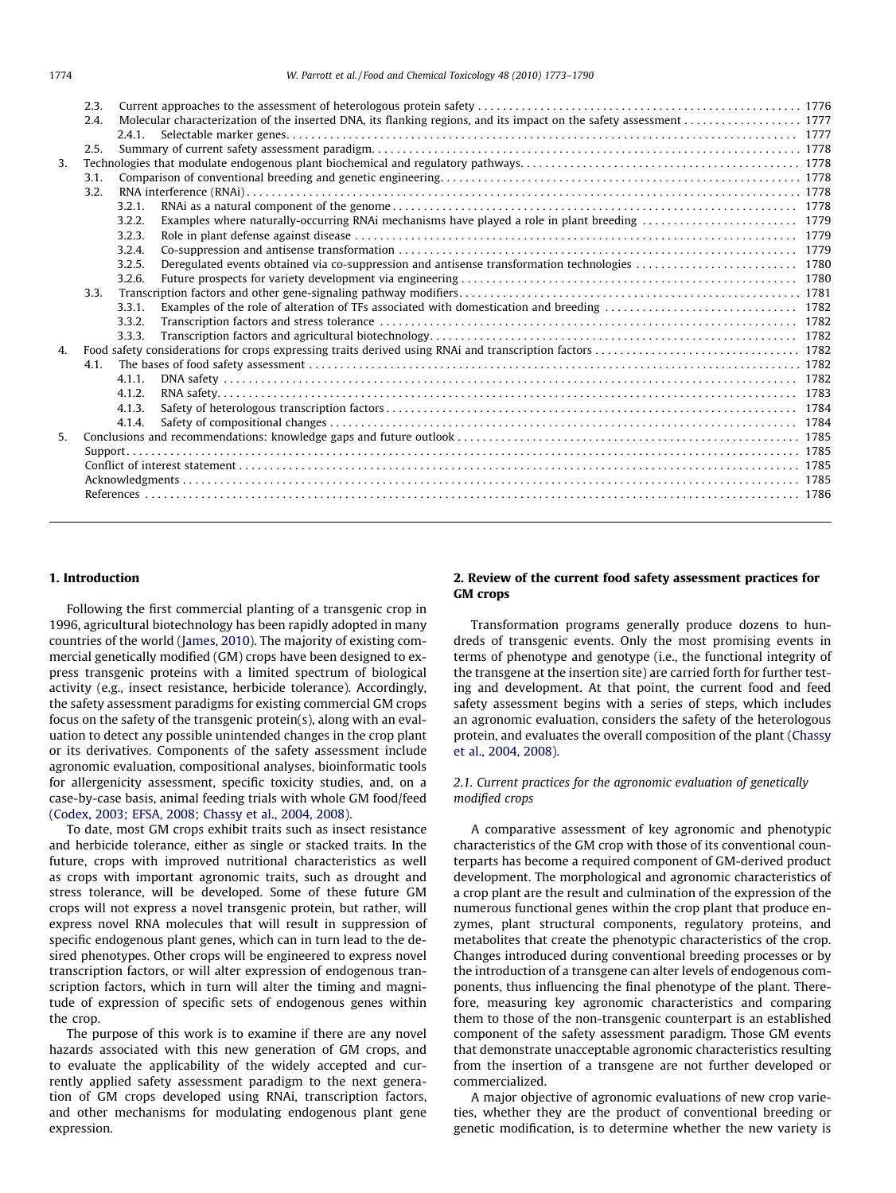2.3. Current approaches to the assessment of heterologous protein safety . . . . . 1776
2.4. Molecular characterization of the inserted DNA, its flanking regions, and its impact on the safety assessment . . . . . 1777
2.4.1. Selectable marker genes. . . . . 1777
2.5. Summary of current safety assessment paradigm. . . . . 1778
3. Technologies that modulate endogenous plant biochemical and regulatory pathways. . . . . 1778
3.1. Comparison of conventional breeding and genetic engineering. . . . . 1778
3.2. RNA interference (RNAi) . . . . . 1778
3.2.1. RNAi as a natural component of the genome . . . . . 1778
3.2.2. Examples where naturally-occurring RNAi mechanisms have played a role in plant breeding . . . . . 1779
3.2.3. Role in plant defense against disease . . . . . 1779
3.2.4. Co-suppression and antisense transformation . . . . . 1779
3.2.5. Deregulated events obtained via co-suppression and antisense transformation technologies . . . . . 1780
3.2.6. Future prospects for variety development via engineering . . . . . 1780
3.3. Transcription factors and other gene-signaling pathway modifiers. . . . . 1781
3.3.1. Examples of the role of alteration of TFs associated with domestication and breeding . . . . . 1782
3.3.2. Transcription factors and stress tolerance . . . . . 1782
3.3.3. Transcription factors and agricultural biotechnology. . . . . 1782
4. Food safety considerations for crops expressing traits derived using RNAi and transcription factors . . . . . 1782
4.1. The bases of food safety assessment . . . . . 1782
4.1.1. DNA safety . . . . . 1782
4.1.2. RNA safety. . . . . 1783
4.1.3. Safety of heterologous transcription factors . . . . . 1784
4.1.4. Safety of compositional changes . . . . . 1784
5. Conclusions and recommendations: knowledge gaps and future outlook . . . . . 1785
Support. . . . . 1785
Conflict of interest statement . . . . . 1785
Acknowledgments . . . . . 1785
References . . . . . 1786

## 1. Introduction

Following the first commercial planting of a transgenic crop in 1996, agricultural biotechnology has been rapidly adopted in many countries of the world (James, 2010). The majority of existing commercial genetically modified (GM) crops have been designed to express transgenic proteins with a limited spectrum of biological activity (e.g., insect resistance, herbicide tolerance). Accordingly, the safety assessment paradigms for existing commercial GM crops focus on the safety of the transgenic protein(s), along with an evaluation to detect any possible unintended changes in the crop plant or its derivatives. Components of the safety assessment include agronomic evaluation, compositional analyses, bioinformatic tools for allergenicity assessment, specific toxicity studies, and, on a case-by-case basis, animal feeding trials with whole GM food/feed (Codex, 2003; EFSA, 2008; Chassy et al., 2004, 2008).

To date, most GM crops exhibit traits such as insect resistance and herbicide tolerance, either as single or stacked traits. In the future, crops with improved nutritional characteristics as well as crops with important agronomic traits, such as drought and stress tolerance, will be developed. Some of these future GM crops will not express a novel transgenic protein, but rather, will express novel RNA molecules that will result in suppression of specific endogenous plant genes, which can in turn lead to the desired phenotypes. Other crops will be engineered to express novel transcription factors, or will alter expression of endogenous transcription factors, which in turn will alter the timing and magnitude of expression of specific sets of endogenous genes within the crop.

The purpose of this work is to examine if there are any novel hazards associated with this new generation of GM crops, and to evaluate the applicability of the widely accepted and currently applied safety assessment paradigm to the next generation of GM crops developed using RNAi, transcription factors, and other mechanisms for modulating endogenous plant gene expression.

## 2. Review of the current food safety assessment practices for GM crops

Transformation programs generally produce dozens to hundreds of transgenic events. Only the most promising events in terms of phenotype and genotype (i.e., the functional integrity of the transgene at the insertion site) are carried forth for further testing and development. At that point, the current food and feed safety assessment begins with a series of steps, which includes an agronomic evaluation, considers the safety of the heterologous protein, and evaluates the overall composition of the plant (Chassy et al., 2004, 2008).

### 2.1. Current practices for the agronomic evaluation of genetically modified crops

A comparative assessment of key agronomic and phenotypic characteristics of the GM crop with those of its conventional counterparts has become a required component of GM-derived product development. The morphological and agronomic characteristics of a crop plant are the result and culmination of the expression of the numerous functional genes within the crop plant that produce enzymes, plant structural components, regulatory proteins, and metabolites that create the phenotypic characteristics of the crop. Changes introduced during conventional breeding processes or by the introduction of a transgene can alter levels of endogenous components, thus influencing the final phenotype of the plant. Therefore, measuring key agronomic characteristics and comparing them to those of the non-transgenic counterpart is an established component of the safety assessment paradigm. Those GM events that demonstrate unacceptable agronomic characteristics resulting from the insertion of a transgene are not further developed or commercialized.

A major objective of agronomic evaluations of new crop varieties, whether they are the product of conventional breeding or genetic modification, is to determine whether the new variety is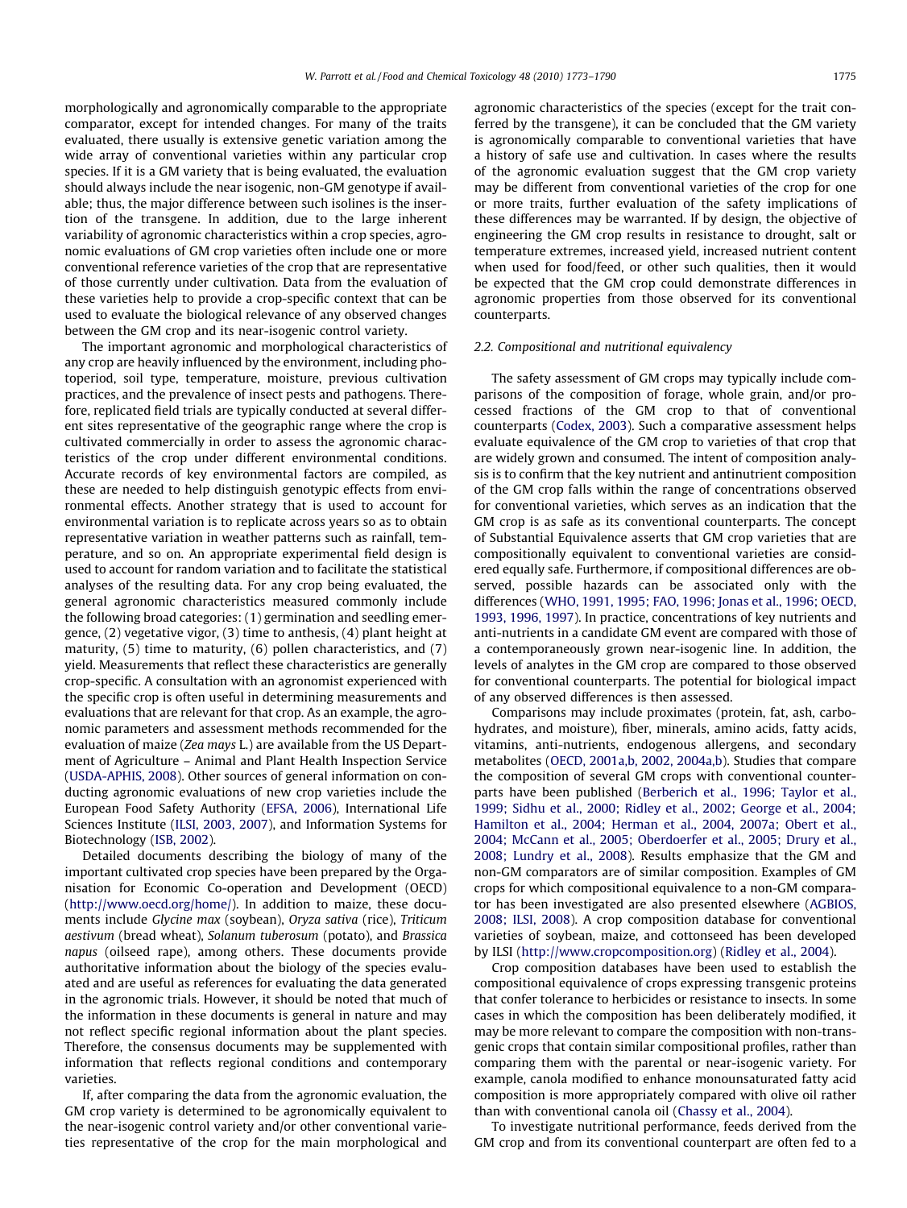morphologically and agronomically comparable to the appropriate comparator, except for intended changes. For many of the traits evaluated, there usually is extensive genetic variation among the wide array of conventional varieties within any particular crop species. If it is a GM variety that is being evaluated, the evaluation should always include the near isogenic, non-GM genotype if available; thus, the major difference between such isolines is the insertion of the transgene. In addition, due to the large inherent variability of agronomic characteristics within a crop species, agronomic evaluations of GM crop varieties often include one or more conventional reference varieties of the crop that are representative of those currently under cultivation. Data from the evaluation of these varieties help to provide a crop-specific context that can be used to evaluate the biological relevance of any observed changes between the GM crop and its near-isogenic control variety.

The important agronomic and morphological characteristics of any crop are heavily influenced by the environment, including photoperiod, soil type, temperature, moisture, previous cultivation practices, and the prevalence of insect pests and pathogens. Therefore, replicated field trials are typically conducted at several different sites representative of the geographic range where the crop is cultivated commercially in order to assess the agronomic characteristics of the crop under different environmental conditions. Accurate records of key environmental factors are compiled, as these are needed to help distinguish genotypic effects from environmental effects. Another strategy that is used to account for environmental variation is to replicate across years so as to obtain representative variation in weather patterns such as rainfall, temperature, and so on. An appropriate experimental field design is used to account for random variation and to facilitate the statistical analyses of the resulting data. For any crop being evaluated, the general agronomic characteristics measured commonly include the following broad categories: (1) germination and seedling emergence, (2) vegetative vigor, (3) time to anthesis, (4) plant height at maturity, (5) time to maturity, (6) pollen characteristics, and (7) yield. Measurements that reflect these characteristics are generally crop-specific. A consultation with an agronomist experienced with the specific crop is often useful in determining measurements and evaluations that are relevant for that crop. As an example, the agronomic parameters and assessment methods recommended for the evaluation of maize (*Zea mays* L.) are available from the US Department of Agriculture – Animal and Plant Health Inspection Service (USDA-APHIS, 2008). Other sources of general information on conducting agronomic evaluations of new crop varieties include the European Food Safety Authority (EFSA, 2006), International Life Sciences Institute (ILSI, 2003, 2007), and Information Systems for Biotechnology (ISB, 2002).

Detailed documents describing the biology of many of the important cultivated crop species have been prepared by the Organisation for Economic Co-operation and Development (OECD) (http://www.oecd.org/home/). In addition to maize, these documents include *Glycine max* (soybean), *Oryza sativa* (rice), *Triticum aestivum* (bread wheat), *Solanum tuberosum* (potato), and *Brassica napus* (oilseed rape), among others. These documents provide authoritative information about the biology of the species evaluated and are useful as references for evaluating the data generated in the agronomic trials. However, it should be noted that much of the information in these documents is general in nature and may not reflect specific regional information about the plant species. Therefore, the consensus documents may be supplemented with information that reflects regional conditions and contemporary varieties.

If, after comparing the data from the agronomic evaluation, the GM crop variety is determined to be agronomically equivalent to the near-isogenic control variety and/or other conventional varieties representative of the crop for the main morphological and agronomic characteristics of the species (except for the trait conferred by the transgene), it can be concluded that the GM variety is agronomically comparable to conventional varieties that have a history of safe use and cultivation. In cases where the results of the agronomic evaluation suggest that the GM crop variety may be different from conventional varieties of the crop for one or more traits, further evaluation of the safety implications of these differences may be warranted. If by design, the objective of engineering the GM crop results in resistance to drought, salt or temperature extremes, increased yield, increased nutrient content when used for food/feed, or other such qualities, then it would be expected that the GM crop could demonstrate differences in agronomic properties from those observed for its conventional counterparts.

### 2.2. Compositional and nutritional equivalency

The safety assessment of GM crops may typically include comparisons of the composition of forage, whole grain, and/or processed fractions of the GM crop to that of conventional counterparts (Codex, 2003). Such a comparative assessment helps evaluate equivalence of the GM crop to varieties of that crop that are widely grown and consumed. The intent of composition analysis is to confirm that the key nutrient and antinutrient composition of the GM crop falls within the range of concentrations observed for conventional varieties, which serves as an indication that the GM crop is as safe as its conventional counterparts. The concept of Substantial Equivalence asserts that GM crop varieties that are compositionally equivalent to conventional varieties are considered equally safe. Furthermore, if compositional differences are observed, possible hazards can be associated only with the differences (WHO, 1991, 1995; FAO, 1996; Jonas et al., 1996; OECD, 1993, 1996, 1997). In practice, concentrations of key nutrients and anti-nutrients in a candidate GM event are compared with those of a contemporaneously grown near-isogenic line. In addition, the levels of analytes in the GM crop are compared to those observed for conventional counterparts. The potential for biological impact of any observed differences is then assessed.

Comparisons may include proximates (protein, fat, ash, carbohydrates, and moisture), fiber, minerals, amino acids, fatty acids, vitamins, anti-nutrients, endogenous allergens, and secondary metabolites (OECD, 2001a,b, 2002, 2004a,b). Studies that compare the composition of several GM crops with conventional counterparts have been published (Berberich et al., 1996; Taylor et al., 1999; Sidhu et al., 2000; Ridley et al., 2002; George et al., 2004; Hamilton et al., 2004; Herman et al., 2004, 2007a; Obert et al., 2004; McCann et al., 2005; Oberdoerfer et al., 2005; Drury et al., 2008; Lundry et al., 2008). Results emphasize that the GM and non-GM comparators are of similar composition. Examples of GM crops for which compositional equivalence to a non-GM comparator has been investigated are also presented elsewhere (AGBIOS, 2008; ILSI, 2008). A crop composition database for conventional varieties of soybean, maize, and cottonseed has been developed by ILSI (http://www.cropcomposition.org) (Ridley et al., 2004).

Crop composition databases have been used to establish the compositional equivalence of crops expressing transgenic proteins that confer tolerance to herbicides or resistance to insects. In some cases in which the composition has been deliberately modified, it may be more relevant to compare the composition with non-transgenic crops that contain similar compositional profiles, rather than comparing them with the parental or near-isogenic variety. For example, canola modified to enhance monounsaturated fatty acid composition is more appropriately compared with olive oil rather than with conventional canola oil (Chassy et al., 2004).

To investigate nutritional performance, feeds derived from the GM crop and from its conventional counterpart are often fed to a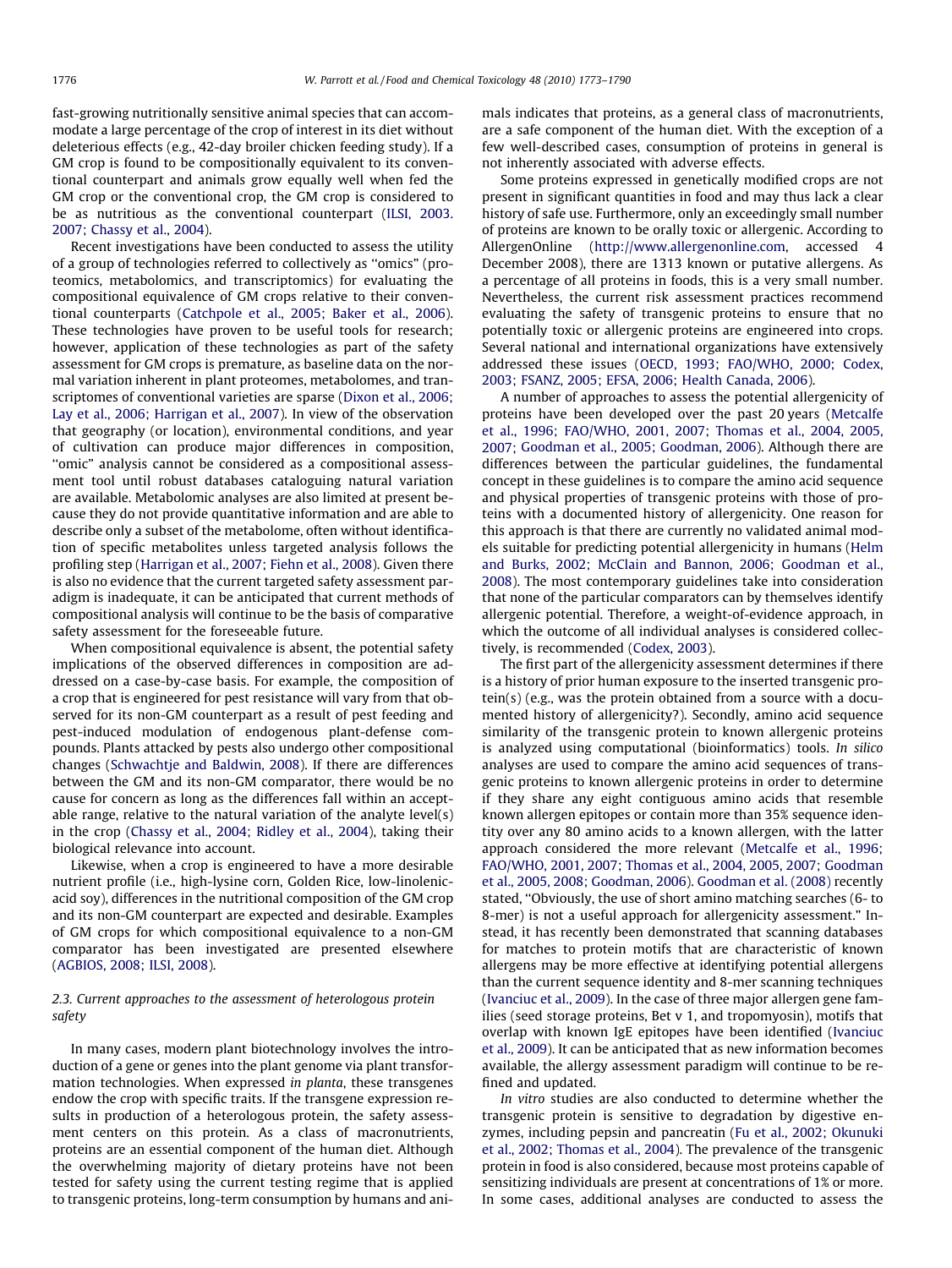fast-growing nutritionally sensitive animal species that can accommodate a large percentage of the crop of interest in its diet without deleterious effects (e.g., 42-day broiler chicken feeding study). If a GM crop is found to be compositionally equivalent to its conventional counterpart and animals grow equally well when fed the GM crop or the conventional crop, the GM crop is considered to be as nutritious as the conventional counterpart (ILSI, 2003. 2007; Chassy et al., 2004).

Recent investigations have been conducted to assess the utility of a group of technologies referred to collectively as "omics" (proteomics, metabolomics, and transcriptomics) for evaluating the compositional equivalence of GM crops relative to their conventional counterparts (Catchpole et al., 2005; Baker et al., 2006). These technologies have proven to be useful tools for research; however, application of these technologies as part of the safety assessment for GM crops is premature, as baseline data on the normal variation inherent in plant proteomes, metabolomes, and transcriptomes of conventional varieties are sparse (Dixon et al., 2006; Lay et al., 2006; Harrigan et al., 2007). In view of the observation that geography (or location), environmental conditions, and year of cultivation can produce major differences in composition, "omic" analysis cannot be considered as a compositional assessment tool until robust databases cataloguing natural variation are available. Metabolomic analyses are also limited at present because they do not provide quantitative information and are able to describe only a subset of the metabolome, often without identification of specific metabolites unless targeted analysis follows the profiling step (Harrigan et al., 2007; Fiehn et al., 2008). Given there is also no evidence that the current targeted safety assessment paradigm is inadequate, it can be anticipated that current methods of compositional analysis will continue to be the basis of comparative safety assessment for the foreseeable future.

When compositional equivalence is absent, the potential safety implications of the observed differences in composition are addressed on a case-by-case basis. For example, the composition of a crop that is engineered for pest resistance will vary from that observed for its non-GM counterpart as a result of pest feeding and pest-induced modulation of endogenous plant-defense compounds. Plants attacked by pests also undergo other compositional changes (Schwachtje and Baldwin, 2008). If there are differences between the GM and its non-GM comparator, there would be no cause for concern as long as the differences fall within an acceptable range, relative to the natural variation of the analyte level(s) in the crop (Chassy et al., 2004; Ridley et al., 2004), taking their biological relevance into account.

Likewise, when a crop is engineered to have a more desirable nutrient profile (i.e., high-lysine corn, Golden Rice, low-linolenic-acid soy), differences in the nutritional composition of the GM crop and its non-GM counterpart are expected and desirable. Examples of GM crops for which compositional equivalence to a non-GM comparator has been investigated are presented elsewhere (AGBIOS, 2008; ILSI, 2008).

### 2.3. Current approaches to the assessment of heterologous protein safety

In many cases, modern plant biotechnology involves the introduction of a gene or genes into the plant genome via plant transformation technologies. When expressed *in planta*, these transgenes endow the crop with specific traits. If the transgene expression results in production of a heterologous protein, the safety assessment centers on this protein. As a class of macronutrients, proteins are an essential component of the human diet. Although the overwhelming majority of dietary proteins have not been tested for safety using the current testing regime that is applied to transgenic proteins, long-term consumption by humans and animals indicates that proteins, as a general class of macronutrients, are a safe component of the human diet. With the exception of a few well-described cases, consumption of proteins in general is not inherently associated with adverse effects.

Some proteins expressed in genetically modified crops are not present in significant quantities in food and may thus lack a clear history of safe use. Furthermore, only an exceedingly small number of proteins are known to be orally toxic or allergenic. According to AllergenOnline (http://www.allergenonline.com, accessed 4 December 2008), there are 1313 known or putative allergens. As a percentage of all proteins in foods, this is a very small number. Nevertheless, the current risk assessment practices recommend evaluating the safety of transgenic proteins to ensure that no potentially toxic or allergenic proteins are engineered into crops. Several national and international organizations have extensively addressed these issues (OECD, 1993; FAO/WHO, 2000; Codex, 2003; FSANZ, 2005; EFSA, 2006; Health Canada, 2006).

A number of approaches to assess the potential allergenicity of proteins have been developed over the past 20 years (Metcalfe et al., 1996; FAO/WHO, 2001, 2007; Thomas et al., 2004, 2005, 2007; Goodman et al., 2005; Goodman, 2006). Although there are differences between the particular guidelines, the fundamental concept in these guidelines is to compare the amino acid sequence and physical properties of transgenic proteins with those of proteins with a documented history of allergenicity. One reason for this approach is that there are currently no validated animal models suitable for predicting potential allergenicity in humans (Helm and Burks, 2002; McClain and Bannon, 2006; Goodman et al., 2008). The most contemporary guidelines take into consideration that none of the particular comparators can by themselves identify allergenic potential. Therefore, a weight-of-evidence approach, in which the outcome of all individual analyses is considered collectively, is recommended (Codex, 2003).

The first part of the allergenicity assessment determines if there is a history of prior human exposure to the inserted transgenic protein(s) (e.g., was the protein obtained from a source with a documented history of allergenicity?). Secondly, amino acid sequence similarity of the transgenic protein to known allergenic proteins is analyzed using computational (bioinformatics) tools. *In silico* analyses are used to compare the amino acid sequences of transgenic proteins to known allergenic proteins in order to determine if they share any eight contiguous amino acids that resemble known allergen epitopes or contain more than 35% sequence identity over any 80 amino acids to a known allergen, with the latter approach considered the more relevant (Metcalfe et al., 1996; FAO/WHO, 2001, 2007; Thomas et al., 2004, 2005, 2007; Goodman et al., 2005, 2008; Goodman, 2006). Goodman et al. (2008) recently stated, "Obviously, the use of short amino matching searches (6- to 8-mer) is not a useful approach for allergenicity assessment." Instead, it has recently been demonstrated that scanning databases for matches to protein motifs that are characteristic of known allergens may be more effective at identifying potential allergens than the current sequence identity and 8-mer scanning techniques (Ivanciuc et al., 2009). In the case of three major allergen gene families (seed storage proteins, Bet v 1, and tropomyosin), motifs that overlap with known IgE epitopes have been identified (Ivanciuc et al., 2009). It can be anticipated that as new information becomes available, the allergy assessment paradigm will continue to be refined and updated.

*In vitro* studies are also conducted to determine whether the transgenic protein is sensitive to degradation by digestive enzymes, including pepsin and pancreatin (Fu et al., 2002; Okunuki et al., 2002; Thomas et al., 2004). The prevalence of the transgenic protein in food is also considered, because most proteins capable of sensitizing individuals are present at concentrations of 1% or more. In some cases, additional analyses are conducted to assess the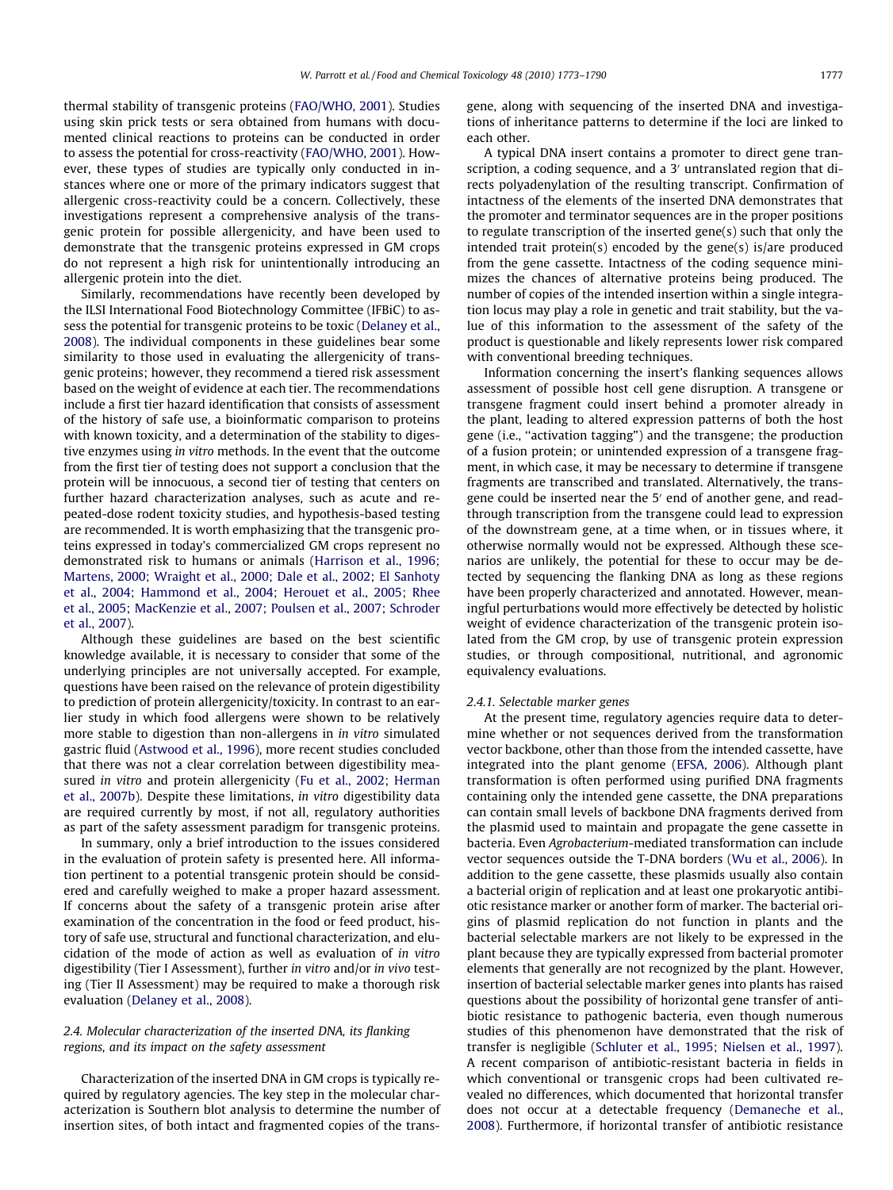thermal stability of transgenic proteins (FAO/WHO, 2001). Studies using skin prick tests or sera obtained from humans with documented clinical reactions to proteins can be conducted in order to assess the potential for cross-reactivity (FAO/WHO, 2001). However, these types of studies are typically only conducted in instances where one or more of the primary indicators suggest that allergenic cross-reactivity could be a concern. Collectively, these investigations represent a comprehensive analysis of the transgenic protein for possible allergenicity, and have been used to demonstrate that the transgenic proteins expressed in GM crops do not represent a high risk for unintentionally introducing an allergenic protein into the diet.

Similarly, recommendations have recently been developed by the ILSI International Food Biotechnology Committee (IFBiC) to assess the potential for transgenic proteins to be toxic (Delaney et al., 2008). The individual components in these guidelines bear some similarity to those used in evaluating the allergenicity of transgenic proteins; however, they recommend a tiered risk assessment based on the weight of evidence at each tier. The recommendations include a first tier hazard identification that consists of assessment of the history of safe use, a bioinformatic comparison to proteins with known toxicity, and a determination of the stability to digestive enzymes using *in vitro* methods. In the event that the outcome from the first tier of testing does not support a conclusion that the protein will be innocuous, a second tier of testing that centers on further hazard characterization analyses, such as acute and repeated-dose rodent toxicity studies, and hypothesis-based testing are recommended. It is worth emphasizing that the transgenic proteins expressed in today's commercialized GM crops represent no demonstrated risk to humans or animals (Harrison et al., 1996; Martens, 2000; Wraight et al., 2000; Dale et al., 2002; El Sanhoty et al., 2004; Hammond et al., 2004; Herouet et al., 2005; Rhee et al., 2005; MacKenzie et al., 2007; Poulsen et al., 2007; Schroder et al., 2007).

Although these guidelines are based on the best scientific knowledge available, it is necessary to consider that some of the underlying principles are not universally accepted. For example, questions have been raised on the relevance of protein digestibility to prediction of protein allergenicity/toxicity. In contrast to an earlier study in which food allergens were shown to be relatively more stable to digestion than non-allergens in *in vitro* simulated gastric fluid (Astwood et al., 1996), more recent studies concluded that there was not a clear correlation between digestibility measured *in vitro* and protein allergenicity (Fu et al., 2002; Herman et al., 2007b). Despite these limitations, *in vitro* digestibility data are required currently by most, if not all, regulatory authorities as part of the safety assessment paradigm for transgenic proteins.

In summary, only a brief introduction to the issues considered in the evaluation of protein safety is presented here. All information pertinent to a potential transgenic protein should be considered and carefully weighed to make a proper hazard assessment. If concerns about the safety of a transgenic protein arise after examination of the concentration in the food or feed product, history of safe use, structural and functional characterization, and elucidation of the mode of action as well as evaluation of *in vitro* digestibility (Tier I Assessment), further *in vitro* and/or *in vivo* testing (Tier II Assessment) may be required to make a thorough risk evaluation (Delaney et al., 2008).

### 2.4. Molecular characterization of the inserted DNA, its flanking regions, and its impact on the safety assessment

Characterization of the inserted DNA in GM crops is typically required by regulatory agencies. The key step in the molecular characterization is Southern blot analysis to determine the number of insertion sites, of both intact and fragmented copies of the transgene, along with sequencing of the inserted DNA and investigations of inheritance patterns to determine if the loci are linked to each other.

A typical DNA insert contains a promoter to direct gene transcription, a coding sequence, and a 3′ untranslated region that directs polyadenylation of the resulting transcript. Confirmation of intactness of the elements of the inserted DNA demonstrates that the promoter and terminator sequences are in the proper positions to regulate transcription of the inserted gene(s) such that only the intended trait protein(s) encoded by the gene(s) is/are produced from the gene cassette. Intactness of the coding sequence minimizes the chances of alternative proteins being produced. The number of copies of the intended insertion within a single integration locus may play a role in genetic and trait stability, but the value of this information to the assessment of the safety of the product is questionable and likely represents lower risk compared with conventional breeding techniques.

Information concerning the insert's flanking sequences allows assessment of possible host cell gene disruption. A transgene or transgene fragment could insert behind a promoter already in the plant, leading to altered expression patterns of both the host gene (i.e., "activation tagging") and the transgene; the production of a fusion protein; or unintended expression of a transgene fragment, in which case, it may be necessary to determine if transgene fragments are transcribed and translated. Alternatively, the transgene could be inserted near the 5′ end of another gene, and readthrough transcription from the transgene could lead to expression of the downstream gene, at a time when, or in tissues where, it otherwise normally would not be expressed. Although these scenarios are unlikely, the potential for these to occur may be detected by sequencing the flanking DNA as long as these regions have been properly characterized and annotated. However, meaningful perturbations would more effectively be detected by holistic weight of evidence characterization of the transgenic protein isolated from the GM crop, by use of transgenic protein expression studies, or through compositional, nutritional, and agronomic equivalency evaluations.

#### 2.4.1. Selectable marker genes

At the present time, regulatory agencies require data to determine whether or not sequences derived from the transformation vector backbone, other than those from the intended cassette, have integrated into the plant genome (EFSA, 2006). Although plant transformation is often performed using purified DNA fragments containing only the intended gene cassette, the DNA preparations can contain small levels of backbone DNA fragments derived from the plasmid used to maintain and propagate the gene cassette in bacteria. Even *Agrobacterium*-mediated transformation can include vector sequences outside the T-DNA borders (Wu et al., 2006). In addition to the gene cassette, these plasmids usually also contain a bacterial origin of replication and at least one prokaryotic antibiotic resistance marker or another form of marker. The bacterial origins of plasmid replication do not function in plants and the bacterial selectable markers are not likely to be expressed in the plant because they are typically expressed from bacterial promoter elements that generally are not recognized by the plant. However, insertion of bacterial selectable marker genes into plants has raised questions about the possibility of horizontal gene transfer of antibiotic resistance to pathogenic bacteria, even though numerous studies of this phenomenon have demonstrated that the risk of transfer is negligible (Schluter et al., 1995; Nielsen et al., 1997). A recent comparison of antibiotic-resistant bacteria in fields in which conventional or transgenic crops had been cultivated revealed no differences, which documented that horizontal transfer does not occur at a detectable frequency (Demaneche et al., 2008). Furthermore, if horizontal transfer of antibiotic resistance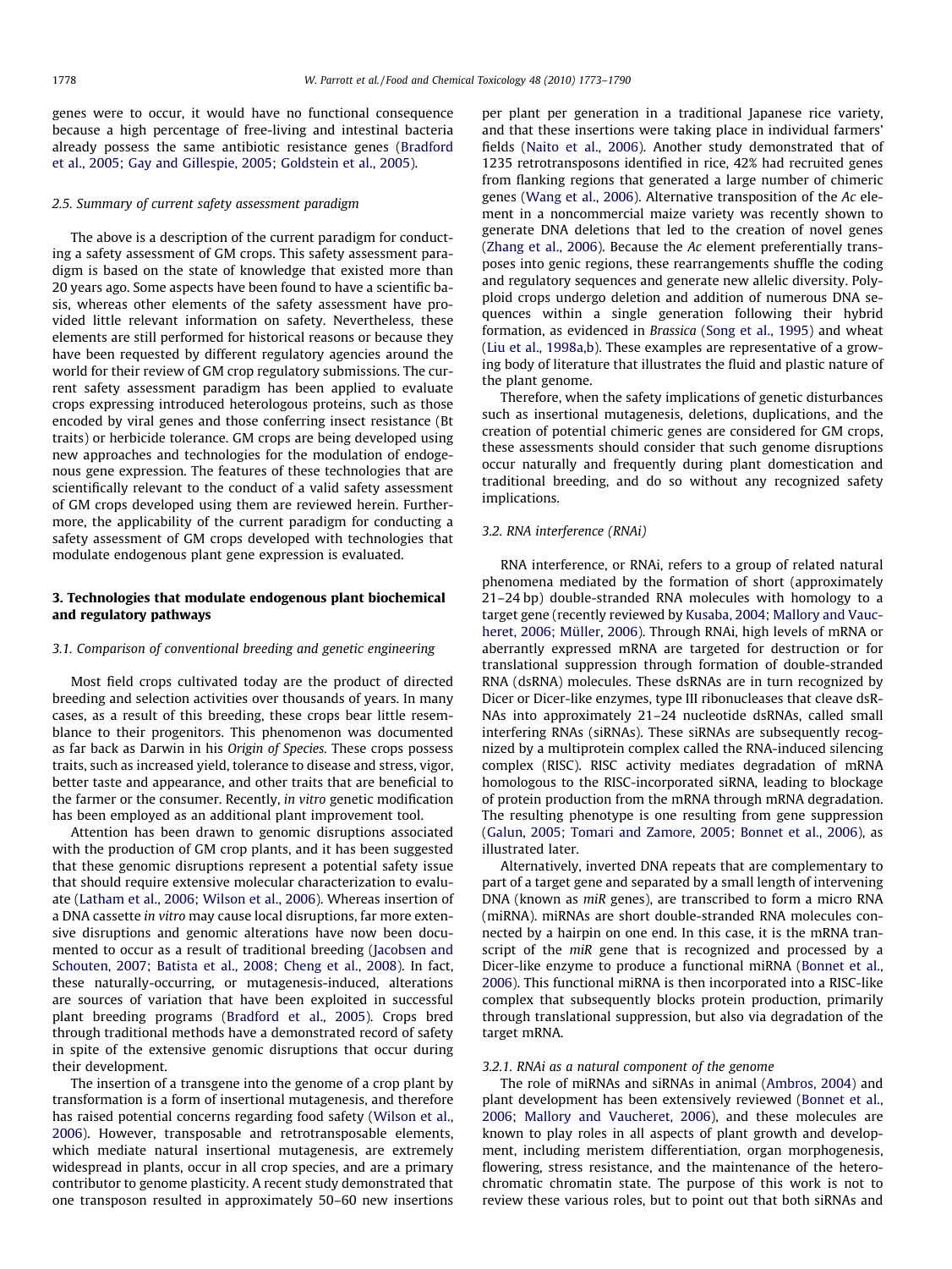genes were to occur, it would have no functional consequence because a high percentage of free-living and intestinal bacteria already possess the same antibiotic resistance genes (Bradford et al., 2005; Gay and Gillespie, 2005; Goldstein et al., 2005).

### 2.5. Summary of current safety assessment paradigm

The above is a description of the current paradigm for conducting a safety assessment of GM crops. This safety assessment paradigm is based on the state of knowledge that existed more than 20 years ago. Some aspects have been found to have a scientific basis, whereas other elements of the safety assessment have provided little relevant information on safety. Nevertheless, these elements are still performed for historical reasons or because they have been requested by different regulatory agencies around the world for their review of GM crop regulatory submissions. The current safety assessment paradigm has been applied to evaluate crops expressing introduced heterologous proteins, such as those encoded by viral genes and those conferring insect resistance (Bt traits) or herbicide tolerance. GM crops are being developed using new approaches and technologies for the modulation of endogenous gene expression. The features of these technologies that are scientifically relevant to the conduct of a valid safety assessment of GM crops developed using them are reviewed herein. Furthermore, the applicability of the current paradigm for conducting a safety assessment of GM crops developed with technologies that modulate endogenous plant gene expression is evaluated.

## 3. Technologies that modulate endogenous plant biochemical and regulatory pathways

### 3.1. Comparison of conventional breeding and genetic engineering

Most field crops cultivated today are the product of directed breeding and selection activities over thousands of years. In many cases, as a result of this breeding, these crops bear little resemblance to their progenitors. This phenomenon was documented as far back as Darwin in his *Origin of Species.* These crops possess traits, such as increased yield, tolerance to disease and stress, vigor, better taste and appearance, and other traits that are beneficial to the farmer or the consumer. Recently, *in vitro* genetic modification has been employed as an additional plant improvement tool.

Attention has been drawn to genomic disruptions associated with the production of GM crop plants, and it has been suggested that these genomic disruptions represent a potential safety issue that should require extensive molecular characterization to evaluate (Latham et al., 2006; Wilson et al., 2006). Whereas insertion of a DNA cassette *in vitro* may cause local disruptions, far more extensive disruptions and genomic alterations have now been documented to occur as a result of traditional breeding (Jacobsen and Schouten, 2007; Batista et al., 2008; Cheng et al., 2008). In fact, these naturally-occurring, or mutagenesis-induced, alterations are sources of variation that have been exploited in successful plant breeding programs (Bradford et al., 2005). Crops bred through traditional methods have a demonstrated record of safety in spite of the extensive genomic disruptions that occur during their development.

The insertion of a transgene into the genome of a crop plant by transformation is a form of insertional mutagenesis, and therefore has raised potential concerns regarding food safety (Wilson et al., 2006). However, transposable and retrotransposable elements, which mediate natural insertional mutagenesis, are extremely widespread in plants, occur in all crop species, and are a primary contributor to genome plasticity. A recent study demonstrated that one transposon resulted in approximately 50–60 new insertions per plant per generation in a traditional Japanese rice variety, and that these insertions were taking place in individual farmers' fields (Naito et al., 2006). Another study demonstrated that of 1235 retrotransposons identified in rice, 42% had recruited genes from flanking regions that generated a large number of chimeric genes (Wang et al., 2006). Alternative transposition of the *Ac* element in a noncommercial maize variety was recently shown to generate DNA deletions that led to the creation of novel genes (Zhang et al., 2006). Because the *Ac* element preferentially transposes into genic regions, these rearrangements shuffle the coding and regulatory sequences and generate new allelic diversity. Polyploid crops undergo deletion and addition of numerous DNA sequences within a single generation following their hybrid formation, as evidenced in *Brassica* (Song et al., 1995) and wheat (Liu et al., 1998a,b). These examples are representative of a growing body of literature that illustrates the fluid and plastic nature of the plant genome.

Therefore, when the safety implications of genetic disturbances such as insertional mutagenesis, deletions, duplications, and the creation of potential chimeric genes are considered for GM crops, these assessments should consider that such genome disruptions occur naturally and frequently during plant domestication and traditional breeding, and do so without any recognized safety implications.

### 3.2. RNA interference (RNAi)

RNA interference, or RNAi, refers to a group of related natural phenomena mediated by the formation of short (approximately 21–24 bp) double-stranded RNA molecules with homology to a target gene (recently reviewed by Kusaba, 2004; Mallory and Vaucheret, 2006; Müller, 2006). Through RNAi, high levels of mRNA or aberrantly expressed mRNA are targeted for destruction or for translational suppression through formation of double-stranded RNA (dsRNA) molecules. These dsRNAs are in turn recognized by Dicer or Dicer-like enzymes, type III ribonucleases that cleave dsRNAs into approximately 21–24 nucleotide dsRNAs, called small interfering RNAs (siRNAs). These siRNAs are subsequently recognized by a multiprotein complex called the RNA-induced silencing complex (RISC). RISC activity mediates degradation of mRNA homologous to the RISC-incorporated siRNA, leading to blockage of protein production from the mRNA through mRNA degradation. The resulting phenotype is one resulting from gene suppression (Galun, 2005; Tomari and Zamore, 2005; Bonnet et al., 2006), as illustrated later.

Alternatively, inverted DNA repeats that are complementary to part of a target gene and separated by a small length of intervening DNA (known as *miR* genes), are transcribed to form a micro RNA (miRNA). miRNAs are short double-stranded RNA molecules connected by a hairpin on one end. In this case, it is the mRNA transcript of the *miR* gene that is recognized and processed by a Dicer-like enzyme to produce a functional miRNA (Bonnet et al., 2006). This functional miRNA is then incorporated into a RISC-like complex that subsequently blocks protein production, primarily through translational suppression, but also via degradation of the target mRNA.

#### 3.2.1. RNAi as a natural component of the genome

The role of miRNAs and siRNAs in animal (Ambros, 2004) and plant development has been extensively reviewed (Bonnet et al., 2006; Mallory and Vaucheret, 2006), and these molecules are known to play roles in all aspects of plant growth and development, including meristem differentiation, organ morphogenesis, flowering, stress resistance, and the maintenance of the heterochromatic chromatin state. The purpose of this work is not to review these various roles, but to point out that both siRNAs and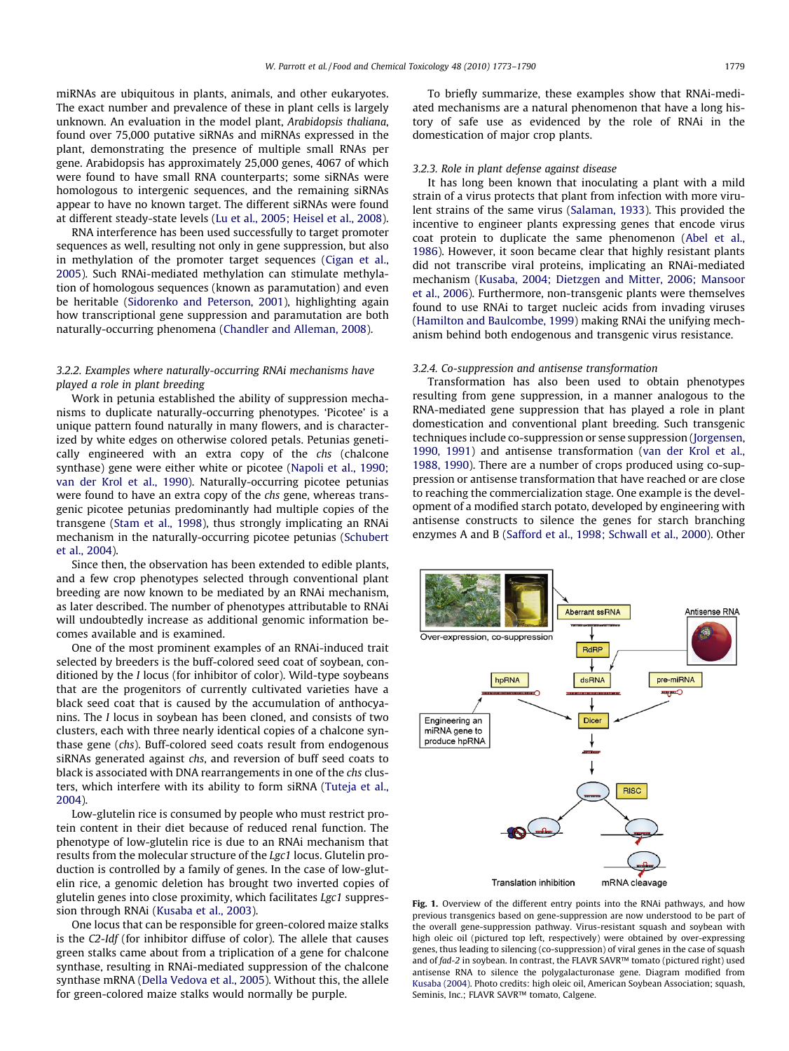miRNAs are ubiquitous in plants, animals, and other eukaryotes. The exact number and prevalence of these in plant cells is largely unknown. An evaluation in the model plant, *Arabidopsis thaliana*, found over 75,000 putative siRNAs and miRNAs expressed in the plant, demonstrating the presence of multiple small RNAs per gene. Arabidopsis has approximately 25,000 genes, 4067 of which were found to have small RNA counterparts; some siRNAs were homologous to intergenic sequences, and the remaining siRNAs appear to have no known target. The different siRNAs were found at different steady-state levels (Lu et al., 2005; Heisel et al., 2008).

RNA interference has been used successfully to target promoter sequences as well, resulting not only in gene suppression, but also in methylation of the promoter target sequences (Cigan et al., 2005). Such RNAi-mediated methylation can stimulate methylation of homologous sequences (known as paramutation) and even be heritable (Sidorenko and Peterson, 2001), highlighting again how transcriptional gene suppression and paramutation are both naturally-occurring phenomena (Chandler and Alleman, 2008).

### 3.2.2. Examples where naturally-occurring RNAi mechanisms have played a role in plant breeding

Work in petunia established the ability of suppression mechanisms to duplicate naturally-occurring phenotypes. 'Picotee' is a unique pattern found naturally in many flowers, and is characterized by white edges on otherwise colored petals. Petunias genetically engineered with an extra copy of the *chs* (chalcone synthase) gene were either white or picotee (Napoli et al., 1990; van der Krol et al., 1990). Naturally-occurring picotee petunias were found to have an extra copy of the *chs* gene, whereas transgenic picotee petunias predominantly had multiple copies of the transgene (Stam et al., 1998), thus strongly implicating an RNAi mechanism in the naturally-occurring picotee petunias (Schubert et al., 2004).

Since then, the observation has been extended to edible plants, and a few crop phenotypes selected through conventional plant breeding are now known to be mediated by an RNAi mechanism, as later described. The number of phenotypes attributable to RNAi will undoubtedly increase as additional genomic information becomes available and is examined.

One of the most prominent examples of an RNAi-induced trait selected by breeders is the buff-colored seed coat of soybean, conditioned by the *I* locus (for inhibitor of color). Wild-type soybeans that are the progenitors of currently cultivated varieties have a black seed coat that is caused by the accumulation of anthocyanins. The *I* locus in soybean has been cloned, and consists of two clusters, each with three nearly identical copies of a chalcone synthase gene (*chs*). Buff-colored seed coats result from endogenous siRNAs generated against *chs*, and reversion of buff seed coats to black is associated with DNA rearrangements in one of the *chs* clusters, which interfere with its ability to form siRNA (Tuteja et al., 2004).

Low-glutelin rice is consumed by people who must restrict protein content in their diet because of reduced renal function. The phenotype of low-glutelin rice is due to an RNAi mechanism that results from the molecular structure of the *Lgc1* locus. Glutelin production is controlled by a family of genes. In the case of low-glutelin rice, a genomic deletion has brought two inverted copies of glutelin genes into close proximity, which facilitates *Lgc1* suppression through RNAi (Kusaba et al., 2003).

One locus that can be responsible for green-colored maize stalks is the *C2-Idf* (for inhibitor diffuse of color). The allele that causes green stalks came about from a triplication of a gene for chalcone synthase, resulting in RNAi-mediated suppression of the chalcone synthase mRNA (Della Vedova et al., 2005). Without this, the allele for green-colored maize stalks would normally be purple.

To briefly summarize, these examples show that RNAi-mediated mechanisms are a natural phenomenon that have a long history of safe use as evidenced by the role of RNAi in the domestication of major crop plants.

### 3.2.3. Role in plant defense against disease

It has long been known that inoculating a plant with a mild strain of a virus protects that plant from infection with more virulent strains of the same virus (Salaman, 1933). This provided the incentive to engineer plants expressing genes that encode virus coat protein to duplicate the same phenomenon (Abel et al., 1986). However, it soon became clear that highly resistant plants did not transcribe viral proteins, implicating an RNAi-mediated mechanism (Kusaba, 2004; Dietzgen and Mitter, 2006; Mansoor et al., 2006). Furthermore, non-transgenic plants were themselves found to use RNAi to target nucleic acids from invading viruses (Hamilton and Baulcombe, 1999) making RNAi the unifying mechanism behind both endogenous and transgenic virus resistance.

### 3.2.4. Co-suppression and antisense transformation

Transformation has also been used to obtain phenotypes resulting from gene suppression, in a manner analogous to the RNA-mediated gene suppression that has played a role in plant domestication and conventional plant breeding. Such transgenic techniques include co-suppression or sense suppression (Jorgensen, 1990, 1991) and antisense transformation (van der Krol et al., 1988, 1990). There are a number of crops produced using co-suppression or antisense transformation that have reached or are close to reaching the commercialization stage. One example is the development of a modified starch potato, developed by engineering with antisense constructs to silence the genes for starch branching enzymes A and B (Safford et al., 1998; Schwall et al., 2000). Other

**Fig. 1.** Overview of the different entry points into the RNAi pathways, and how previous transgenics based on gene-suppression are now understood to be part of the overall gene-suppression pathway. Virus-resistant squash and soybean with high oleic oil (pictured top left, respectively) were obtained by over-expressing genes, thus leading to silencing (co-suppression) of viral genes in the case of squash and of *fad-2* in soybean. In contrast, the FLAVR SAVR™ tomato (pictured right) used antisense RNA to silence the polygalacturonase gene. Diagram modified from Kusaba (2004). Photo credits: high oleic oil, American Soybean Association; squash, Seminis, Inc.; FLAVR SAVR™ tomato, Calgene.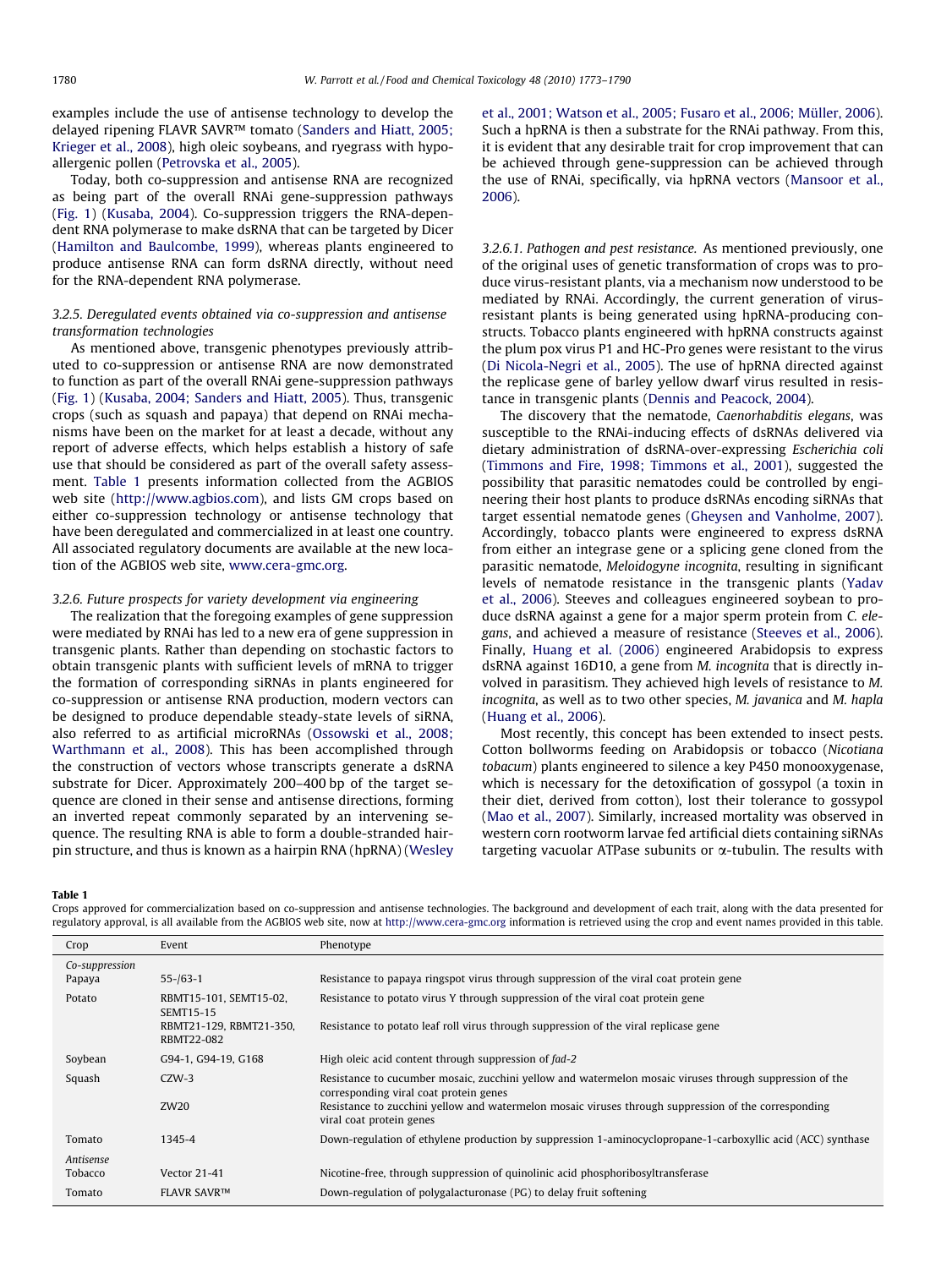examples include the use of antisense technology to develop the delayed ripening FLAVR SAVR™ tomato (Sanders and Hiatt, 2005; Krieger et al., 2008), high oleic soybeans, and ryegrass with hypo-allergenic pollen (Petrovska et al., 2005).

Today, both co-suppression and antisense RNA are recognized as being part of the overall RNAi gene-suppression pathways (Fig. 1) (Kusaba, 2004). Co-suppression triggers the RNA-dependent RNA polymerase to make dsRNA that can be targeted by Dicer (Hamilton and Baulcombe, 1999), whereas plants engineered to produce antisense RNA can form dsRNA directly, without need for the RNA-dependent RNA polymerase.

### 3.2.5. Deregulated events obtained via co-suppression and antisense transformation technologies

As mentioned above, transgenic phenotypes previously attributed to co-suppression or antisense RNA are now demonstrated to function as part of the overall RNAi gene-suppression pathways (Fig. 1) (Kusaba, 2004; Sanders and Hiatt, 2005). Thus, transgenic crops (such as squash and papaya) that depend on RNAi mechanisms have been on the market for at least a decade, without any report of adverse effects, which helps establish a history of safe use that should be considered as part of the overall safety assessment. Table 1 presents information collected from the AGBIOS web site (http://www.agbios.com), and lists GM crops based on either co-suppression technology or antisense technology that have been deregulated and commercialized in at least one country. All associated regulatory documents are available at the new location of the AGBIOS web site, www.cera-gmc.org.

### 3.2.6. Future prospects for variety development via engineering

The realization that the foregoing examples of gene suppression were mediated by RNAi has led to a new era of gene suppression in transgenic plants. Rather than depending on stochastic factors to obtain transgenic plants with sufficient levels of mRNA to trigger the formation of corresponding siRNAs in plants engineered for co-suppression or antisense RNA production, modern vectors can be designed to produce dependable steady-state levels of siRNA, also referred to as artificial microRNAs (Ossowski et al., 2008; Warthmann et al., 2008). This has been accomplished through the construction of vectors whose transcripts generate a dsRNA substrate for Dicer. Approximately 200–400 bp of the target sequence are cloned in their sense and antisense directions, forming an inverted repeat commonly separated by an intervening sequence. The resulting RNA is able to form a double-stranded hairpin structure, and thus is known as a hairpin RNA (hpRNA) (Wesley et al., 2001; Watson et al., 2005; Fusaro et al., 2006; Müller, 2006). Such a hpRNA is then a substrate for the RNAi pathway. From this, it is evident that any desirable trait for crop improvement that can be achieved through gene-suppression can be achieved through the use of RNAi, specifically, via hpRNA vectors (Mansoor et al., 2006).

#### 3.2.6.1. Pathogen and pest resistance.

As mentioned previously, one of the original uses of genetic transformation of crops was to produce virus-resistant plants, via a mechanism now understood to be mediated by RNAi. Accordingly, the current generation of virus-resistant plants is being generated using hpRNA-producing constructs. Tobacco plants engineered with hpRNA constructs against the plum pox virus P1 and HC-Pro genes were resistant to the virus (Di Nicola-Negri et al., 2005). The use of hpRNA directed against the replicase gene of barley yellow dwarf virus resulted in resistance in transgenic plants (Dennis and Peacock, 2004).

The discovery that the nematode, *Caenorhabditis elegans*, was susceptible to the RNAi-inducing effects of dsRNAs delivered via dietary administration of dsRNA-over-expressing *Escherichia coli* (Timmons and Fire, 1998; Timmons et al., 2001), suggested the possibility that parasitic nematodes could be controlled by engineering their host plants to produce dsRNAs encoding siRNAs that target essential nematode genes (Gheysen and Vanholme, 2007). Accordingly, tobacco plants were engineered to express dsRNA from either an integrase gene or a splicing gene cloned from the parasitic nematode, *Meloidogyne incognita*, resulting in significant levels of nematode resistance in the transgenic plants (Yadav et al., 2006). Steeves and colleagues engineered soybean to produce dsRNA against a gene for a major sperm protein from *C. elegans*, and achieved a measure of resistance (Steeves et al., 2006). Finally, Huang et al. (2006) engineered Arabidopsis to express dsRNA against 16D10, a gene from *M. incognita* that is directly involved in parasitism. They achieved high levels of resistance to *M. incognita*, as well as to two other species, *M. javanica* and *M. hapla* (Huang et al., 2006).

Most recently, this concept has been extended to insect pests. Cotton bollworms feeding on Arabidopsis or tobacco (*Nicotiana tobacum*) plants engineered to silence a key P450 monooxygenase, which is necessary for the detoxification of gossypol (a toxin in their diet, derived from cotton), lost their tolerance to gossypol (Mao et al., 2007). Similarly, increased mortality was observed in western corn rootworm larvae fed artificial diets containing siRNAs targeting vacuolar ATPase subunits or α-tubulin. The results with

**Table 1**
Crops approved for commercialization based on co-suppression and antisense technologies. The background and development of each trait, along with the data presented for regulatory approval, is all available from the AGBIOS web site, now at http://www.cera-gmc.org information is retrieved using the crop and event names provided in this table.

| Crop | Event | Phenotype |
|---|---|---|
| *Co-suppression* | | |
| Papaya | 55-/63-1 | Resistance to papaya ringspot virus through suppression of the viral coat protein gene |
| Potato | RBMT15-101, SEMT15-02, SEMT15-15 | Resistance to potato virus Y through suppression of the viral coat protein gene |
| | RBMT21-129, RBMT21-350, RBMT22-082 | Resistance to potato leaf roll virus through suppression of the viral replicase gene |
| Soybean | G94-1, G94-19, G168 | High oleic acid content through suppression of *fad-2* |
| Squash | CZW-3 | Resistance to cucumber mosaic, zucchini yellow and watermelon mosaic viruses through suppression of the corresponding viral coat protein genes |
| | ZW20 | Resistance to zucchini yellow and watermelon mosaic viruses through suppression of the corresponding viral coat protein genes |
| Tomato | 1345-4 | Down-regulation of ethylene production by suppression 1-aminocyclopropane-1-carboxyllic acid (ACC) synthase |
| *Antisense* | | |
| Tobacco | Vector 21-41 | Nicotine-free, through suppression of quinolinic acid phosphoribosyltransferase |
| Tomato | FLAVR SAVR™ | Down-regulation of polygalacturonase (PG) to delay fruit softening |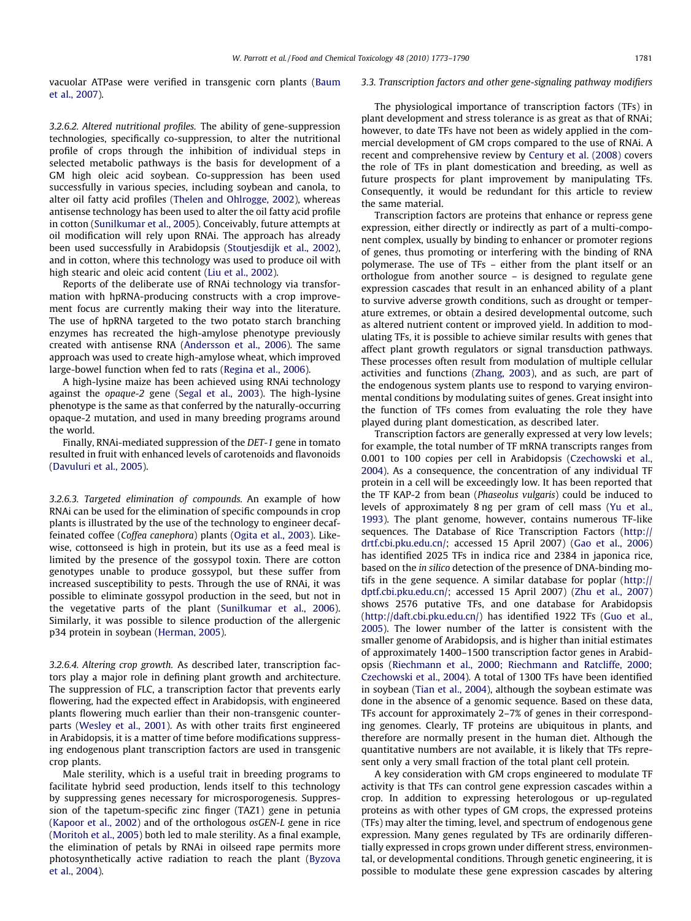vacuolar ATPase were verified in transgenic corn plants (Baum et al., 2007).

#### 3.2.6.2. Altered nutritional profiles

The ability of gene-suppression technologies, specifically co-suppression, to alter the nutritional profile of crops through the inhibition of individual steps in selected metabolic pathways is the basis for development of a GM high oleic acid soybean. Co-suppression has been used successfully in various species, including soybean and canola, to alter oil fatty acid profiles (Thelen and Ohlrogge, 2002), whereas antisense technology has been used to alter the oil fatty acid profile in cotton (Sunilkumar et al., 2005). Conceivably, future attempts at oil modification will rely upon RNAi. The approach has already been used successfully in Arabidopsis (Stoutjesdijk et al., 2002), and in cotton, where this technology was used to produce oil with high stearic and oleic acid content (Liu et al., 2002).

Reports of the deliberate use of RNAi technology via transformation with hpRNA-producing constructs with a crop improvement focus are currently making their way into the literature. The use of hpRNA targeted to the two potato starch branching enzymes has recreated the high-amylose phenotype previously created with antisense RNA (Andersson et al., 2006). The same approach was used to create high-amylose wheat, which improved large-bowel function when fed to rats (Regina et al., 2006).

A high-lysine maize has been achieved using RNAi technology against the *opaque-2* gene (Segal et al., 2003). The high-lysine phenotype is the same as that conferred by the naturally-occurring opaque-2 mutation, and used in many breeding programs around the world.

Finally, RNAi-mediated suppression of the *DET-1* gene in tomato resulted in fruit with enhanced levels of carotenoids and flavonoids (Davuluri et al., 2005).

#### 3.2.6.3. Targeted elimination of compounds

An example of how RNAi can be used for the elimination of specific compounds in crop plants is illustrated by the use of the technology to engineer decaffeinated coffee (*Coffea canephora*) plants (Ogita et al., 2003). Likewise, cottonseed is high in protein, but its use as a feed meal is limited by the presence of the gossypol toxin. There are cotton genotypes unable to produce gossypol, but these suffer from increased susceptibility to pests. Through the use of RNAi, it was possible to eliminate gossypol production in the seed, but not in the vegetative parts of the plant (Sunilkumar et al., 2006). Similarly, it was possible to silence production of the allergenic p34 protein in soybean (Herman, 2005).

#### 3.2.6.4. Altering crop growth

As described later, transcription factors play a major role in defining plant growth and architecture. The suppression of FLC, a transcription factor that prevents early flowering, had the expected effect in Arabidopsis, with engineered plants flowering much earlier than their non-transgenic counterparts (Wesley et al., 2001). As with other traits first engineered in Arabidopsis, it is a matter of time before modifications suppressing endogenous plant transcription factors are used in transgenic crop plants.

Male sterility, which is a useful trait in breeding programs to facilitate hybrid seed production, lends itself to this technology by suppressing genes necessary for microsporogenesis. Suppression of the tapetum-specific zinc finger (TAZ1) gene in petunia (Kapoor et al., 2002) and of the orthologous *osGEN-L* gene in rice (Moritoh et al., 2005) both led to male sterility. As a final example, the elimination of petals by RNAi in oilseed rape permits more photosynthetically active radiation to reach the plant (Byzova et al., 2004).

### 3.3. Transcription factors and other gene-signaling pathway modifiers

The physiological importance of transcription factors (TFs) in plant development and stress tolerance is as great as that of RNAi; however, to date TFs have not been as widely applied in the commercial development of GM crops compared to the use of RNAi. A recent and comprehensive review by Century et al. (2008) covers the role of TFs in plant domestication and breeding, as well as future prospects for plant improvement by manipulating TFs. Consequently, it would be redundant for this article to review the same material.

Transcription factors are proteins that enhance or repress gene expression, either directly or indirectly as part of a multi-component complex, usually by binding to enhancer or promoter regions of genes, thus promoting or interfering with the binding of RNA polymerase. The use of TFs – either from the plant itself or an orthologue from another source – is designed to regulate gene expression cascades that result in an enhanced ability of a plant to survive adverse growth conditions, such as drought or temperature extremes, or obtain a desired developmental outcome, such as altered nutrient content or improved yield. In addition to modulating TFs, it is possible to achieve similar results with genes that affect plant growth regulators or signal transduction pathways. These processes often result from modulation of multiple cellular activities and functions (Zhang, 2003), and as such, are part of the endogenous system plants use to respond to varying environmental conditions by modulating suites of genes. Great insight into the function of TFs comes from evaluating the role they have played during plant domestication, as described later.

Transcription factors are generally expressed at very low levels; for example, the total number of TF mRNA transcripts ranges from 0.001 to 100 copies per cell in Arabidopsis (Czechowski et al., 2004). As a consequence, the concentration of any individual TF protein in a cell will be exceedingly low. It has been reported that the TF KAP-2 from bean (*Phaseolus vulgaris*) could be induced to levels of approximately 8 ng per gram of cell mass (Yu et al., 1993). The plant genome, however, contains numerous TF-like sequences. The Database of Rice Transcription Factors (http://drtf.cbi.pku.edu.cn/; accessed 15 April 2007) (Gao et al., 2006) has identified 2025 TFs in indica rice and 2384 in japonica rice, based on the *in silico* detection of the presence of DNA-binding motifs in the gene sequence. A similar database for poplar (http://dptf.cbi.pku.edu.cn/; accessed 15 April 2007) (Zhu et al., 2007) shows 2576 putative TFs, and one database for Arabidopsis (http://daft.cbi.pku.edu.cn/) has identified 1922 TFs (Guo et al., 2005). The lower number of the latter is consistent with the smaller genome of Arabidopsis, and is higher than initial estimates of approximately 1400–1500 transcription factor genes in Arabidopsis (Riechmann et al., 2000; Riechmann and Ratcliffe, 2000; Czechowski et al., 2004). A total of 1300 TFs have been identified in soybean (Tian et al., 2004), although the soybean estimate was done in the absence of a genomic sequence. Based on these data, TFs account for approximately 2–7% of genes in their corresponding genomes. Clearly, TF proteins are ubiquitous in plants, and therefore are normally present in the human diet. Although the quantitative numbers are not available, it is likely that TFs represent only a very small fraction of the total plant cell protein.

A key consideration with GM crops engineered to modulate TF activity is that TFs can control gene expression cascades within a crop. In addition to expressing heterologous or up-regulated proteins as with other types of GM crops, the expressed proteins (TFs) may alter the timing, level, and spectrum of endogenous gene expression. Many genes regulated by TFs are ordinarily differentially expressed in crops grown under different stress, environmental, or developmental conditions. Through genetic engineering, it is possible to modulate these gene expression cascades by altering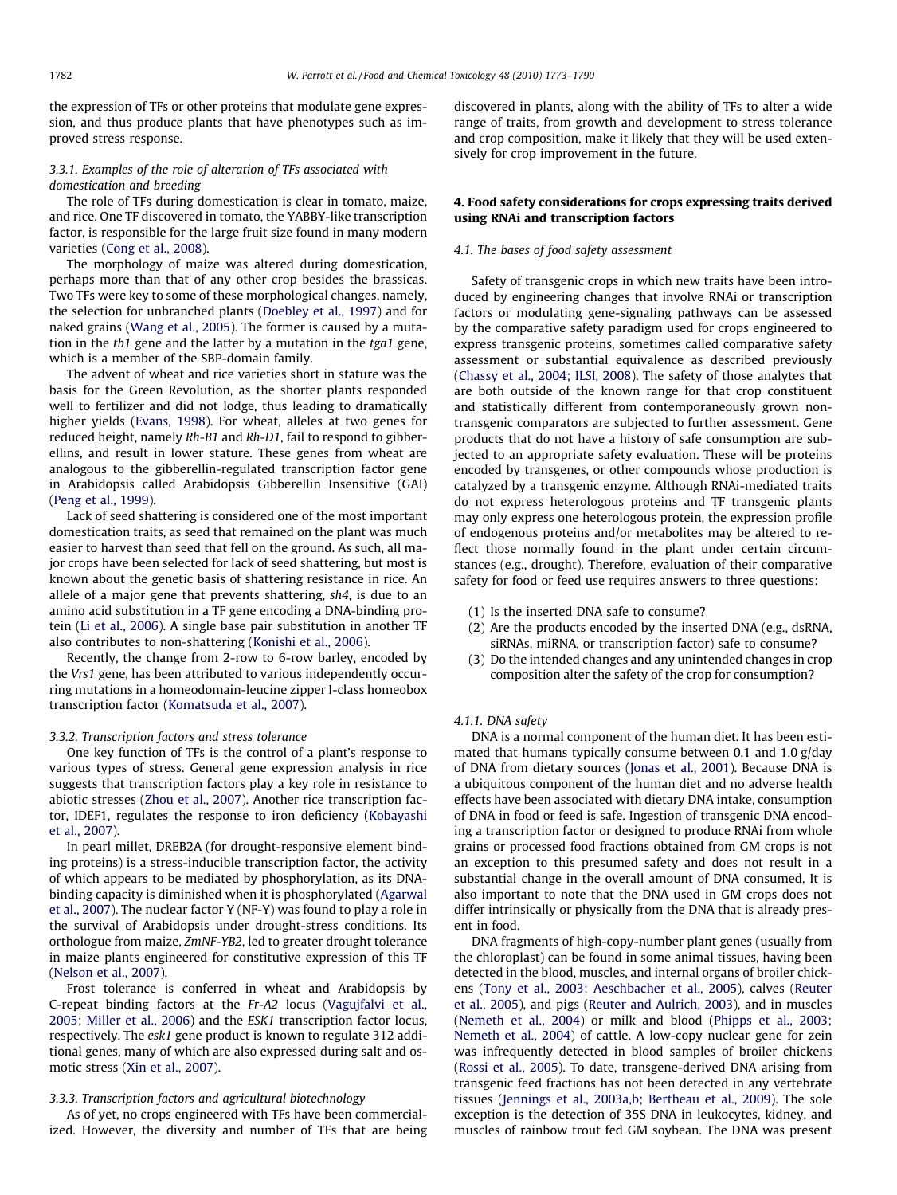the expression of TFs or other proteins that modulate gene expression, and thus produce plants that have phenotypes such as improved stress response.

### 3.3.1. Examples of the role of alteration of TFs associated with domestication and breeding

The role of TFs during domestication is clear in tomato, maize, and rice. One TF discovered in tomato, the YABBY-like transcription factor, is responsible for the large fruit size found in many modern varieties (Cong et al., 2008).

The morphology of maize was altered during domestication, perhaps more than that of any other crop besides the brassicas. Two TFs were key to some of these morphological changes, namely, the selection for unbranched plants (Doebley et al., 1997) and for naked grains (Wang et al., 2005). The former is caused by a mutation in the *tb1* gene and the latter by a mutation in the *tga1* gene, which is a member of the SBP-domain family.

The advent of wheat and rice varieties short in stature was the basis for the Green Revolution, as the shorter plants responded well to fertilizer and did not lodge, thus leading to dramatically higher yields (Evans, 1998). For wheat, alleles at two genes for reduced height, namely *Rh-B1* and *Rh-D1*, fail to respond to gibberellins, and result in lower stature. These genes from wheat are analogous to the gibberellin-regulated transcription factor gene in Arabidopsis called Arabidopsis Gibberellin Insensitive (GAI) (Peng et al., 1999).

Lack of seed shattering is considered one of the most important domestication traits, as seed that remained on the plant was much easier to harvest than seed that fell on the ground. As such, all major crops have been selected for lack of seed shattering, but most is known about the genetic basis of shattering resistance in rice. An allele of a major gene that prevents shattering, *sh4*, is due to an amino acid substitution in a TF gene encoding a DNA-binding protein (Li et al., 2006). A single base pair substitution in another TF also contributes to non-shattering (Konishi et al., 2006).

Recently, the change from 2-row to 6-row barley, encoded by the *Vrs1* gene, has been attributed to various independently occurring mutations in a homeodomain-leucine zipper I-class homeobox transcription factor (Komatsuda et al., 2007).

### 3.3.2. Transcription factors and stress tolerance

One key function of TFs is the control of a plant's response to various types of stress. General gene expression analysis in rice suggests that transcription factors play a key role in resistance to abiotic stresses (Zhou et al., 2007). Another rice transcription factor, IDEF1, regulates the response to iron deficiency (Kobayashi et al., 2007).

In pearl millet, DREB2A (for drought-responsive element binding proteins) is a stress-inducible transcription factor, the activity of which appears to be mediated by phosphorylation, as its DNA-binding capacity is diminished when it is phosphorylated (Agarwal et al., 2007). The nuclear factor Y (NF-Y) was found to play a role in the survival of Arabidopsis under drought-stress conditions. Its orthologue from maize, *ZmNF-YB2*, led to greater drought tolerance in maize plants engineered for constitutive expression of this TF (Nelson et al., 2007).

Frost tolerance is conferred in wheat and Arabidopsis by C-repeat binding factors at the *Fr-A2* locus (Vagujfalvi et al., 2005; Miller et al., 2006) and the *ESK1* transcription factor locus, respectively. The *esk1* gene product is known to regulate 312 additional genes, many of which are also expressed during salt and osmotic stress (Xin et al., 2007).

### 3.3.3. Transcription factors and agricultural biotechnology

As of yet, no crops engineered with TFs have been commercialized. However, the diversity and number of TFs that are being discovered in plants, along with the ability of TFs to alter a wide range of traits, from growth and development to stress tolerance and crop composition, make it likely that they will be used extensively for crop improvement in the future.

## 4. Food safety considerations for crops expressing traits derived using RNAi and transcription factors

### 4.1. The bases of food safety assessment

Safety of transgenic crops in which new traits have been introduced by engineering changes that involve RNAi or transcription factors or modulating gene-signaling pathways can be assessed by the comparative safety paradigm used for crops engineered to express transgenic proteins, sometimes called comparative safety assessment or substantial equivalence as described previously (Chassy et al., 2004; ILSI, 2008). The safety of those analytes that are both outside of the known range for that crop constituent and statistically different from contemporaneously grown nontransgenic comparators are subjected to further assessment. Gene products that do not have a history of safe consumption are subjected to an appropriate safety evaluation. These will be proteins encoded by transgenes, or other compounds whose production is catalyzed by a transgenic enzyme. Although RNAi-mediated traits do not express heterologous proteins and TF transgenic plants may only express one heterologous protein, the expression profile of endogenous proteins and/or metabolites may be altered to reflect those normally found in the plant under certain circumstances (e.g., drought). Therefore, evaluation of their comparative safety for food or feed use requires answers to three questions:

1. Is the inserted DNA safe to consume?
2. Are the products encoded by the inserted DNA (e.g., dsRNA, siRNAs, miRNA, or transcription factor) safe to consume?
3. Do the intended changes and any unintended changes in crop composition alter the safety of the crop for consumption?

#### 4.1.1. DNA safety

DNA is a normal component of the human diet. It has been estimated that humans typically consume between 0.1 and 1.0 g/day of DNA from dietary sources (Jonas et al., 2001). Because DNA is a ubiquitous component of the human diet and no adverse health effects have been associated with dietary DNA intake, consumption of DNA in food or feed is safe. Ingestion of transgenic DNA encoding a transcription factor or designed to produce RNAi from whole grains or processed food fractions obtained from GM crops is not an exception to this presumed safety and does not result in a substantial change in the overall amount of DNA consumed. It is also important to note that the DNA used in GM crops does not differ intrinsically or physically from the DNA that is already present in food.

DNA fragments of high-copy-number plant genes (usually from the chloroplast) can be found in some animal tissues, having been detected in the blood, muscles, and internal organs of broiler chickens (Tony et al., 2003; Aeschbacher et al., 2005), calves (Reuter et al., 2005), and pigs (Reuter and Aulrich, 2003), and in muscles (Nemeth et al., 2004) or milk and blood (Phipps et al., 2003; Nemeth et al., 2004) of cattle. A low-copy nuclear gene for zein was infrequently detected in blood samples of broiler chickens (Rossi et al., 2005). To date, transgene-derived DNA arising from transgenic feed fractions has not been detected in any vertebrate tissues (Jennings et al., 2003a,b; Bertheau et al., 2009). The sole exception is the detection of 35S DNA in leukocytes, kidney, and muscles of rainbow trout fed GM soybean. The DNA was present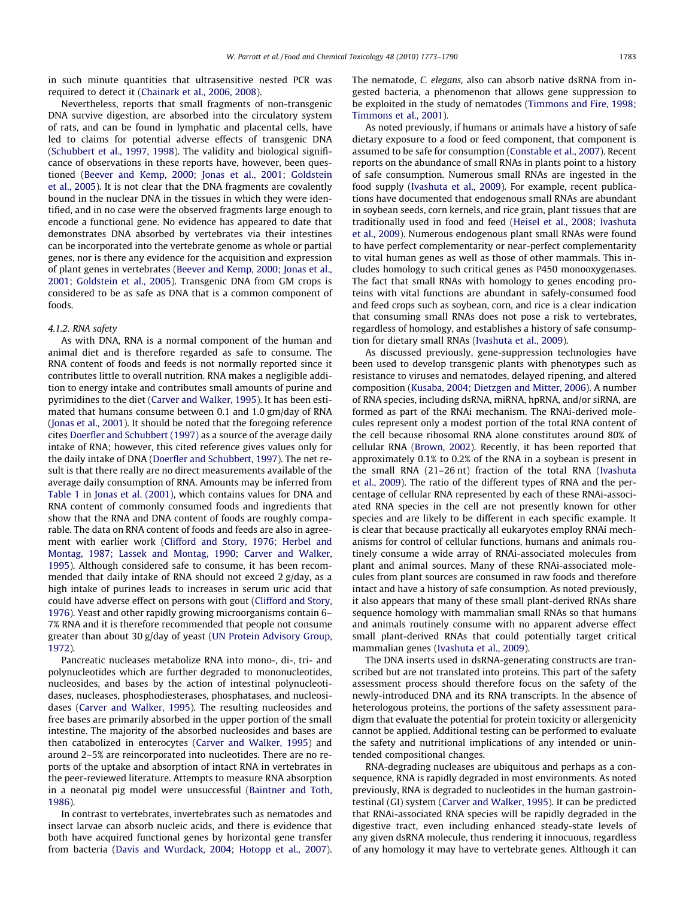in such minute quantities that ultrasensitive nested PCR was required to detect it (Chainark et al., 2006, 2008).

Nevertheless, reports that small fragments of non-transgenic DNA survive digestion, are absorbed into the circulatory system of rats, and can be found in lymphatic and placental cells, have led to claims for potential adverse effects of transgenic DNA (Schubbert et al., 1997, 1998). The validity and biological significance of observations in these reports have, however, been questioned (Beever and Kemp, 2000; Jonas et al., 2001; Goldstein et al., 2005). It is not clear that the DNA fragments are covalently bound in the nuclear DNA in the tissues in which they were identified, and in no case were the observed fragments large enough to encode a functional gene. No evidence has appeared to date that demonstrates DNA absorbed by vertebrates via their intestines can be incorporated into the vertebrate genome as whole or partial genes, nor is there any evidence for the acquisition and expression of plant genes in vertebrates (Beever and Kemp, 2000; Jonas et al., 2001; Goldstein et al., 2005). Transgenic DNA from GM crops is considered to be as safe as DNA that is a common component of foods.

#### 4.1.2. RNA safety

As with DNA, RNA is a normal component of the human and animal diet and is therefore regarded as safe to consume. The RNA content of foods and feeds is not normally reported since it contributes little to overall nutrition. RNA makes a negligible addition to energy intake and contributes small amounts of purine and pyrimidines to the diet (Carver and Walker, 1995). It has been estimated that humans consume between 0.1 and 1.0 gm/day of RNA (Jonas et al., 2001). It should be noted that the foregoing reference cites Doerfler and Schubbert (1997) as a source of the average daily intake of RNA; however, this cited reference gives values only for the daily intake of DNA (Doerfler and Schubbert, 1997). The net result is that there really are no direct measurements available of the average daily consumption of RNA. Amounts may be inferred from Table 1 in Jonas et al. (2001), which contains values for DNA and RNA content of commonly consumed foods and ingredients that show that the RNA and DNA content of foods are roughly comparable. The data on RNA content of foods and feeds are also in agreement with earlier work (Clifford and Story, 1976; Herbel and Montag, 1987; Lassek and Montag, 1990; Carver and Walker, 1995). Although considered safe to consume, it has been recommended that daily intake of RNA should not exceed 2 g/day, as a high intake of purines leads to increases in serum uric acid that could have adverse effect on persons with gout (Clifford and Story, 1976). Yeast and other rapidly growing microorganisms contain 6–7% RNA and it is therefore recommended that people not consume greater than about 30 g/day of yeast (UN Protein Advisory Group, 1972).

Pancreatic nucleases metabolize RNA into mono-, di-, tri- and polynucleotides which are further degraded to mononucleotides, nucleosides, and bases by the action of intestinal polynucleotidases, nucleases, phosphodiesterases, phosphatases, and nucleosidases (Carver and Walker, 1995). The resulting nucleosides and free bases are primarily absorbed in the upper portion of the small intestine. The majority of the absorbed nucleosides and bases are then catabolized in enterocytes (Carver and Walker, 1995) and around 2–5% are reincorporated into nucleotides. There are no reports of the uptake and absorption of intact RNA in vertebrates in the peer-reviewed literature. Attempts to measure RNA absorption in a neonatal pig model were unsuccessful (Baintner and Toth, 1986).

In contrast to vertebrates, invertebrates such as nematodes and insect larvae can absorb nucleic acids, and there is evidence that both have acquired functional genes by horizontal gene transfer from bacteria (Davis and Wurdack, 2004; Hotopp et al., 2007). The nematode, *C. elegans*, also can absorb native dsRNA from ingested bacteria, a phenomenon that allows gene suppression to be exploited in the study of nematodes (Timmons and Fire, 1998; Timmons et al., 2001).

As noted previously, if humans or animals have a history of safe dietary exposure to a food or feed component, that component is assumed to be safe for consumption (Constable et al., 2007). Recent reports on the abundance of small RNAs in plants point to a history of safe consumption. Numerous small RNAs are ingested in the food supply (Ivashuta et al., 2009). For example, recent publications have documented that endogenous small RNAs are abundant in soybean seeds, corn kernels, and rice grain, plant tissues that are traditionally used in food and feed (Heisel et al., 2008; Ivashuta et al., 2009). Numerous endogenous plant small RNAs were found to have perfect complementarity or near-perfect complementarity to vital human genes as well as those of other mammals. This includes homology to such critical genes as P450 monooxygenases. The fact that small RNAs with homology to genes encoding proteins with vital functions are abundant in safely-consumed food and feed crops such as soybean, corn, and rice is a clear indication that consuming small RNAs does not pose a risk to vertebrates, regardless of homology, and establishes a history of safe consumption for dietary small RNAs (Ivashuta et al., 2009).

As discussed previously, gene-suppression technologies have been used to develop transgenic plants with phenotypes such as resistance to viruses and nematodes, delayed ripening, and altered composition (Kusaba, 2004; Dietzgen and Mitter, 2006). A number of RNA species, including dsRNA, miRNA, hpRNA, and/or siRNA, are formed as part of the RNAi mechanism. The RNAi-derived molecules represent only a modest portion of the total RNA content of the cell because ribosomal RNA alone constitutes around 80% of cellular RNA (Brown, 2002). Recently, it has been reported that approximately 0.1% to 0.2% of the RNA in a soybean is present in the small RNA (21–26 nt) fraction of the total RNA (Ivashuta et al., 2009). The ratio of the different types of RNA and the percentage of cellular RNA represented by each of these RNAi-associated RNA species in the cell are not presently known for other species and are likely to be different in each specific example. It is clear that because practically all eukaryotes employ RNAi mechanisms for control of cellular functions, humans and animals routinely consume a wide array of RNAi-associated molecules from plant and animal sources. Many of these RNAi-associated molecules from plant sources are consumed in raw foods and therefore intact and have a history of safe consumption. As noted previously, it also appears that many of these small plant-derived RNAs share sequence homology with mammalian small RNAs so that humans and animals routinely consume with no apparent adverse effect small plant-derived RNAs that could potentially target critical mammalian genes (Ivashuta et al., 2009).

The DNA inserts used in dsRNA-generating constructs are transcribed but are not translated into proteins. This part of the safety assessment process should therefore focus on the safety of the newly-introduced DNA and its RNA transcripts. In the absence of heterologous proteins, the portions of the safety assessment paradigm that evaluate the potential for protein toxicity or allergenicity cannot be applied. Additional testing can be performed to evaluate the safety and nutritional implications of any intended or unintended compositional changes.

RNA-degrading nucleases are ubiquitous and perhaps as a consequence, RNA is rapidly degraded in most environments. As noted previously, RNA is degraded to nucleotides in the human gastrointestinal (GI) system (Carver and Walker, 1995). It can be predicted that RNAi-associated RNA species will be rapidly degraded in the digestive tract, even including enhanced steady-state levels of any given dsRNA molecule, thus rendering it innocuous, regardless of any homology it may have to vertebrate genes. Although it can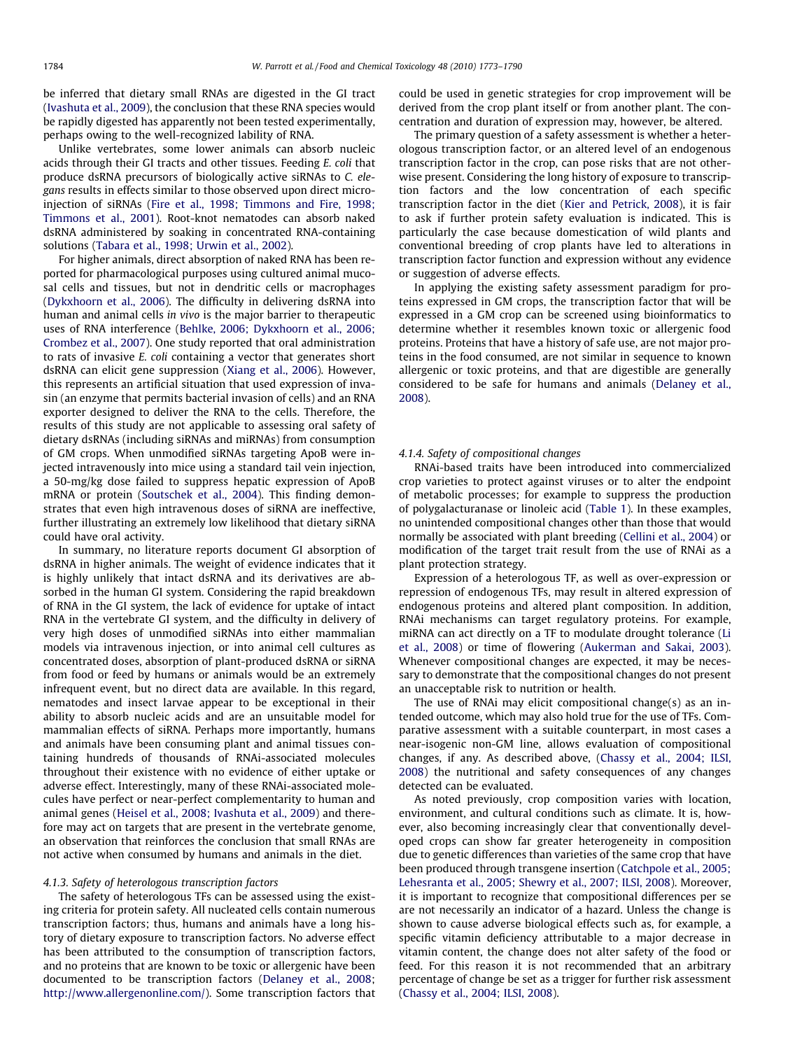be inferred that dietary small RNAs are digested in the GI tract (Ivashuta et al., 2009), the conclusion that these RNA species would be rapidly digested has apparently not been tested experimentally, perhaps owing to the well-recognized lability of RNA.

Unlike vertebrates, some lower animals can absorb nucleic acids through their GI tracts and other tissues. Feeding *E. coli* that produce dsRNA precursors of biologically active siRNAs to *C. elegans* results in effects similar to those observed upon direct microinjection of siRNAs (Fire et al., 1998; Timmons and Fire, 1998; Timmons et al., 2001). Root-knot nematodes can absorb naked dsRNA administered by soaking in concentrated RNA-containing solutions (Tabara et al., 1998; Urwin et al., 2002).

For higher animals, direct absorption of naked RNA has been reported for pharmacological purposes using cultured animal mucosal cells and tissues, but not in dendritic cells or macrophages (Dykxhoorn et al., 2006). The difficulty in delivering dsRNA into human and animal cells *in vivo* is the major barrier to therapeutic uses of RNA interference (Behlke, 2006; Dykxhoorn et al., 2006; Crombez et al., 2007). One study reported that oral administration to rats of invasive *E. coli* containing a vector that generates short dsRNA can elicit gene suppression (Xiang et al., 2006). However, this represents an artificial situation that used expression of invasin (an enzyme that permits bacterial invasion of cells) and an RNA exporter designed to deliver the RNA to the cells. Therefore, the results of this study are not applicable to assessing oral safety of dietary dsRNAs (including siRNAs and miRNAs) from consumption of GM crops. When unmodified siRNAs targeting ApoB were injected intravenously into mice using a standard tail vein injection, a 50-mg/kg dose failed to suppress hepatic expression of ApoB mRNA or protein (Soutschek et al., 2004). This finding demonstrates that even high intravenous doses of siRNA are ineffective, further illustrating an extremely low likelihood that dietary siRNA could have oral activity.

In summary, no literature reports document GI absorption of dsRNA in higher animals. The weight of evidence indicates that it is highly unlikely that intact dsRNA and its derivatives are absorbed in the human GI system. Considering the rapid breakdown of RNA in the GI system, the lack of evidence for uptake of intact RNA in the vertebrate GI system, and the difficulty in delivery of very high doses of unmodified siRNAs into either mammalian models via intravenous injection, or into animal cell cultures as concentrated doses, absorption of plant-produced dsRNA or siRNA from food or feed by humans or animals would be an extremely infrequent event, but no direct data are available. In this regard, nematodes and insect larvae appear to be exceptional in their ability to absorb nucleic acids and are an unsuitable model for mammalian effects of siRNA. Perhaps more importantly, humans and animals have been consuming plant and animal tissues containing hundreds of thousands of RNAi-associated molecules throughout their existence with no evidence of either uptake or adverse effect. Interestingly, many of these RNAi-associated molecules have perfect or near-perfect complementarity to human and animal genes (Heisel et al., 2008; Ivashuta et al., 2009) and therefore may act on targets that are present in the vertebrate genome, an observation that reinforces the conclusion that small RNAs are not active when consumed by humans and animals in the diet.

#### 4.1.3. Safety of heterologous transcription factors

The safety of heterologous TFs can be assessed using the existing criteria for protein safety. All nucleated cells contain numerous transcription factors; thus, humans and animals have a long history of dietary exposure to transcription factors. No adverse effect has been attributed to the consumption of transcription factors, and no proteins that are known to be toxic or allergenic have been documented to be transcription factors (Delaney et al., 2008; http://www.allergenonline.com/). Some transcription factors that could be used in genetic strategies for crop improvement will be derived from the crop plant itself or from another plant. The concentration and duration of expression may, however, be altered.

The primary question of a safety assessment is whether a heterologous transcription factor, or an altered level of an endogenous transcription factor in the crop, can pose risks that are not otherwise present. Considering the long history of exposure to transcription factors and the low concentration of each specific transcription factor in the diet (Kier and Petrick, 2008), it is fair to ask if further protein safety evaluation is indicated. This is particularly the case because domestication of wild plants and conventional breeding of crop plants have led to alterations in transcription factor function and expression without any evidence or suggestion of adverse effects.

In applying the existing safety assessment paradigm for proteins expressed in GM crops, the transcription factor that will be expressed in a GM crop can be screened using bioinformatics to determine whether it resembles known toxic or allergenic food proteins. Proteins that have a history of safe use, are not major proteins in the food consumed, are not similar in sequence to known allergenic or toxic proteins, and that are digestible are generally considered to be safe for humans and animals (Delaney et al., 2008).

#### 4.1.4. Safety of compositional changes

RNAi-based traits have been introduced into commercialized crop varieties to protect against viruses or to alter the endpoint of metabolic processes; for example to suppress the production of polygalacturanase or linoleic acid (Table 1). In these examples, no unintended compositional changes other than those that would normally be associated with plant breeding (Cellini et al., 2004) or modification of the target trait result from the use of RNAi as a plant protection strategy.

Expression of a heterologous TF, as well as over-expression or repression of endogenous TFs, may result in altered expression of endogenous proteins and altered plant composition. In addition, RNAi mechanisms can target regulatory proteins. For example, miRNA can act directly on a TF to modulate drought tolerance (Li et al., 2008) or time of flowering (Aukerman and Sakai, 2003). Whenever compositional changes are expected, it may be necessary to demonstrate that the compositional changes do not present an unacceptable risk to nutrition or health.

The use of RNAi may elicit compositional change(s) as an intended outcome, which may also hold true for the use of TFs. Comparative assessment with a suitable counterpart, in most cases a near-isogenic non-GM line, allows evaluation of compositional changes, if any. As described above, (Chassy et al., 2004; ILSI, 2008) the nutritional and safety consequences of any changes detected can be evaluated.

As noted previously, crop composition varies with location, environment, and cultural conditions such as climate. It is, however, also becoming increasingly clear that conventionally developed crops can show far greater heterogeneity in composition due to genetic differences than varieties of the same crop that have been produced through transgene insertion (Catchpole et al., 2005; Lehesranta et al., 2005; Shewry et al., 2007; ILSI, 2008). Moreover, it is important to recognize that compositional differences per se are not necessarily an indicator of a hazard. Unless the change is shown to cause adverse biological effects such as, for example, a specific vitamin deficiency attributable to a major decrease in vitamin content, the change does not alter safety of the food or feed. For this reason it is not recommended that an arbitrary percentage of change be set as a trigger for further risk assessment (Chassy et al., 2004; ILSI, 2008).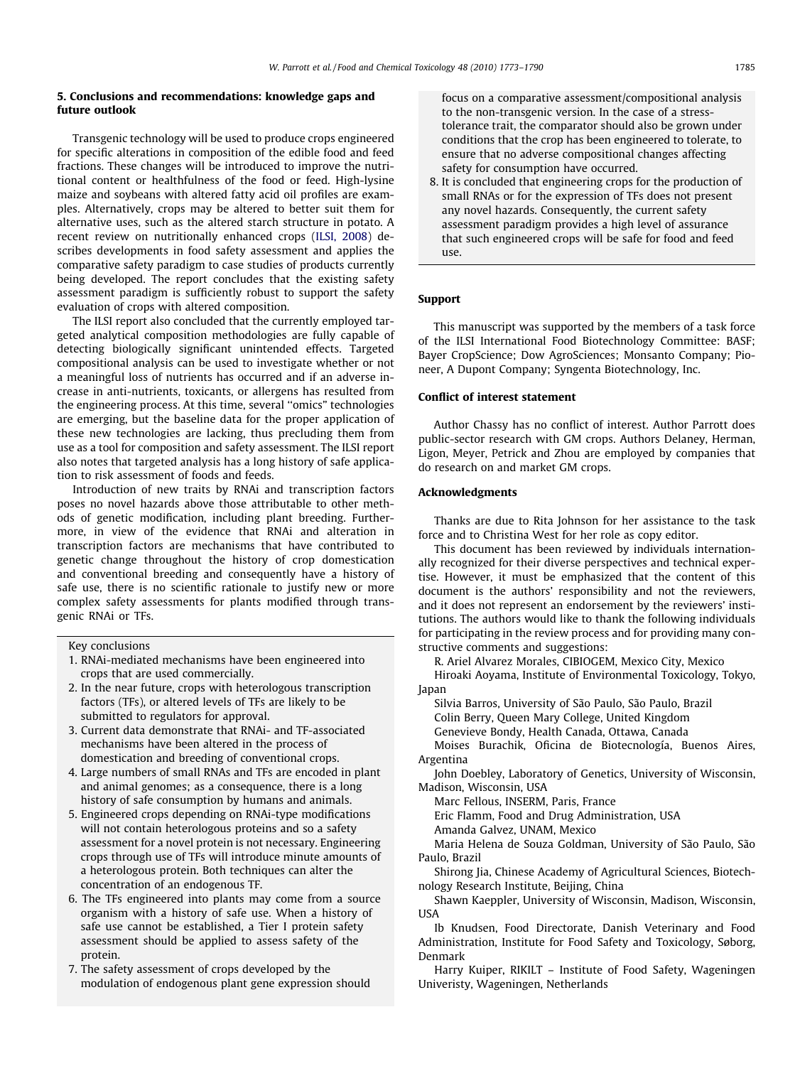## 5. Conclusions and recommendations: knowledge gaps and future outlook

Transgenic technology will be used to produce crops engineered for specific alterations in composition of the edible food and feed fractions. These changes will be introduced to improve the nutritional content or healthfulness of the food or feed. High-lysine maize and soybeans with altered fatty acid oil profiles are examples. Alternatively, crops may be altered to better suit them for alternative uses, such as the altered starch structure in potato. A recent review on nutritionally enhanced crops (ILSI, 2008) describes developments in food safety assessment and applies the comparative safety paradigm to case studies of products currently being developed. The report concludes that the existing safety assessment paradigm is sufficiently robust to support the safety evaluation of crops with altered composition.

The ILSI report also concluded that the currently employed targeted analytical composition methodologies are fully capable of detecting biologically significant unintended effects. Targeted compositional analysis can be used to investigate whether or not a meaningful loss of nutrients has occurred and if an adverse increase in anti-nutrients, toxicants, or allergens has resulted from the engineering process. At this time, several "omics" technologies are emerging, but the baseline data for the proper application of these new technologies are lacking, thus precluding them from use as a tool for composition and safety assessment. The ILSI report also notes that targeted analysis has a long history of safe application to risk assessment of foods and feeds.

Introduction of new traits by RNAi and transcription factors poses no novel hazards above those attributable to other methods of genetic modification, including plant breeding. Furthermore, in view of the evidence that RNAi and alteration in transcription factors are mechanisms that have contributed to genetic change throughout the history of crop domestication and conventional breeding and consequently have a history of safe use, there is no scientific rationale to justify new or more complex safety assessments for plants modified through transgenic RNAi or TFs.

Key conclusions

1. RNAi-mediated mechanisms have been engineered into crops that are used commercially.
2. In the near future, crops with heterologous transcription factors (TFs), or altered levels of TFs are likely to be submitted to regulators for approval.
3. Current data demonstrate that RNAi- and TF-associated mechanisms have been altered in the process of domestication and breeding of conventional crops.
4. Large numbers of small RNAs and TFs are encoded in plant and animal genomes; as a consequence, there is a long history of safe consumption by humans and animals.
5. Engineered crops depending on RNAi-type modifications will not contain heterologous proteins and so a safety assessment for a novel protein is not necessary. Engineering crops through use of TFs will introduce minute amounts of a heterologous protein. Both techniques can alter the concentration of an endogenous TF.
6. The TFs engineered into plants may come from a source organism with a history of safe use. When a history of safe use cannot be established, a Tier I protein safety assessment should be applied to assess safety of the protein.
7. The safety assessment of crops developed by the modulation of endogenous plant gene expression should focus on a comparative assessment/compositional analysis to the non-transgenic version. In the case of a stress-tolerance trait, the comparator should also be grown under conditions that the crop has been engineered to tolerate, to ensure that no adverse compositional changes affecting safety for consumption have occurred.
8. It is concluded that engineering crops for the production of small RNAs or for the expression of TFs does not present any novel hazards. Consequently, the current safety assessment paradigm provides a high level of assurance that such engineered crops will be safe for food and feed use.

## Support

This manuscript was supported by the members of a task force of the ILSI International Food Biotechnology Committee: BASF; Bayer CropScience; Dow AgroSciences; Monsanto Company; Pioneer, A Dupont Company; Syngenta Biotechnology, Inc.

## Conflict of interest statement

Author Chassy has no conflict of interest. Author Parrott does public-sector research with GM crops. Authors Delaney, Herman, Ligon, Meyer, Petrick and Zhou are employed by companies that do research on and market GM crops.

## Acknowledgments

Thanks are due to Rita Johnson for her assistance to the task force and to Christina West for her role as copy editor.

This document has been reviewed by individuals internationally recognized for their diverse perspectives and technical expertise. However, it must be emphasized that the content of this document is the authors' responsibility and not the reviewers, and it does not represent an endorsement by the reviewers' institutions. The authors would like to thank the following individuals for participating in the review process and for providing many constructive comments and suggestions:

R. Ariel Alvarez Morales, CIBIOGEM, Mexico City, Mexico

Hiroaki Aoyama, Institute of Environmental Toxicology, Tokyo, Japan

Silvia Barros, University of São Paulo, São Paulo, Brazil

Colin Berry, Queen Mary College, United Kingdom

Genevieve Bondy, Health Canada, Ottawa, Canada

Moises Burachik, Oficina de Biotecnología, Buenos Aires, Argentina

John Doebley, Laboratory of Genetics, University of Wisconsin, Madison, Wisconsin, USA

Marc Fellous, INSERM, Paris, France

Eric Flamm, Food and Drug Administration, USA

Amanda Galvez, UNAM, Mexico

Maria Helena de Souza Goldman, University of São Paulo, São Paulo, Brazil

Shirong Jia, Chinese Academy of Agricultural Sciences, Biotechnology Research Institute, Beijing, China

Shawn Kaeppler, University of Wisconsin, Madison, Wisconsin, USA

Ib Knudsen, Food Directorate, Danish Veterinary and Food Administration, Institute for Food Safety and Toxicology, Søborg, Denmark

Harry Kuiper, RIKILT – Institute of Food Safety, Wageningen Univeristy, Wageningen, Netherlands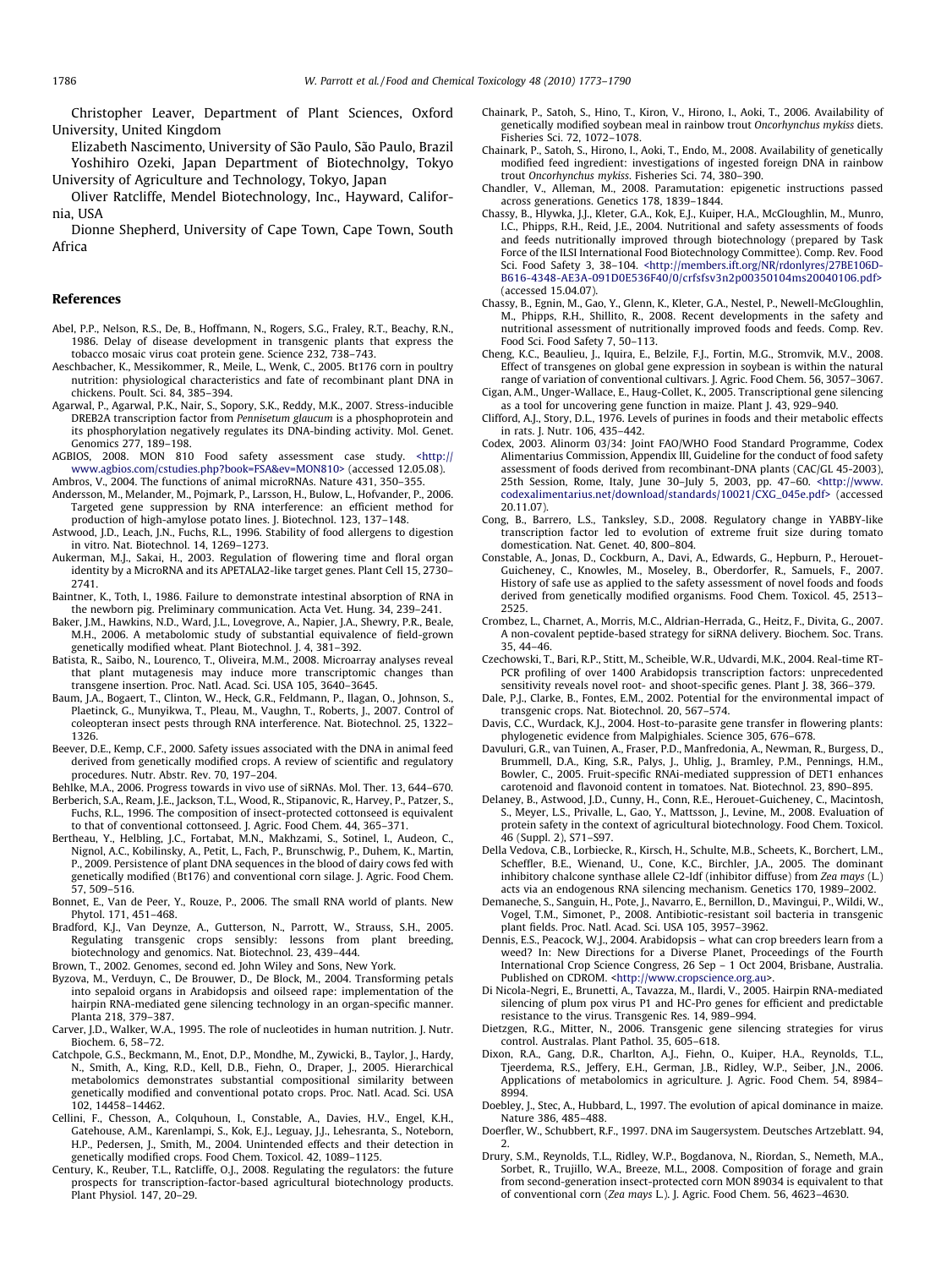Christopher Leaver, Department of Plant Sciences, Oxford University, United Kingdom

Elizabeth Nascimento, University of São Paulo, São Paulo, Brazil

Yoshihiro Ozeki, Japan Department of Biotechnolgy, Tokyo University of Agriculture and Technology, Tokyo, Japan

Oliver Ratcliffe, Mendel Biotechnology, Inc., Hayward, California, USA

Dionne Shepherd, University of Cape Town, Cape Town, South Africa

## References

Abel, P.P., Nelson, R.S., De, B., Hoffmann, N., Rogers, S.G., Fraley, R.T., Beachy, R.N., 1986. Delay of disease development in transgenic plants that express the tobacco mosaic virus coat protein gene. Science 232, 738–743.

Aeschbacher, K., Messikommer, R., Meile, L., Wenk, C., 2005. Bt176 corn in poultry nutrition: physiological characteristics and fate of recombinant plant DNA in chickens. Poult. Sci. 84, 385–394.

Agarwal, P., Agarwal, P.K., Nair, S., Sopory, S.K., Reddy, M.K., 2007. Stress-inducible DREB2A transcription factor from *Pennisetum glaucum* is a phosphoprotein and its phosphorylation negatively regulates its DNA-binding activity. Mol. Genet. Genomics 277, 189–198.

AGBIOS, 2008. MON 810 Food safety assessment case study. <http://www.agbios.com/cstudies.php?book=FSA&ev=MON810> (accessed 12.05.08).

Ambros, V., 2004. The functions of animal microRNAs. Nature 431, 350–355.

Andersson, M., Melander, M., Pojmark, P., Larsson, H., Bulow, L., Hofvander, P., 2006. Targeted gene suppression by RNA interference: an efficient method for production of high-amylose potato lines. J. Biotechnol. 123, 137–148.

Astwood, J.D., Leach, J.N., Fuchs, R.L., 1996. Stability of food allergens to digestion in vitro. Nat. Biotechnol. 14, 1269–1273.

Aukerman, M.J., Sakai, H., 2003. Regulation of flowering time and floral organ identity by a MicroRNA and its APETALA2-like target genes. Plant Cell 15, 2730–2741.

Baintner, K., Toth, I., 1986. Failure to demonstrate intestinal absorption of RNA in the newborn pig. Preliminary communication. Acta Vet. Hung. 34, 239–241.

Baker, J.M., Hawkins, N.D., Ward, J.L., Lovegrove, A., Napier, J.A., Shewry, P.R., Beale, M.H., 2006. A metabolomic study of substantial equivalence of field-grown genetically modified wheat. Plant Biotechnol. J. 4, 381–392.

Batista, R., Saibo, N., Lourenco, T., Oliveira, M.M., 2008. Microarray analyses reveal that plant mutagenesis may induce more transcriptomic changes than transgene insertion. Proc. Natl. Acad. Sci. USA 105, 3640–3645.

Baum, J.A., Bogaert, T., Clinton, W., Heck, G.R., Feldmann, P., Ilagan, O., Johnson, S., Plaetinck, G., Munyikwa, T., Pleau, M., Vaughn, T., Roberts, J., 2007. Control of coleopteran insect pests through RNA interference. Nat. Biotechnol. 25, 1322–1326.

Beever, D.E., Kemp, C.F., 2000. Safety issues associated with the DNA in animal feed derived from genetically modified crops. A review of scientific and regulatory procedures. Nutr. Abstr. Rev. 70, 197–204.

Behlke, M.A., 2006. Progress towards in vivo use of siRNAs. Mol. Ther. 13, 644–670.

Berberich, S.A., Ream, J.E., Jackson, T.L., Wood, R., Stipanovic, R., Harvey, P., Patzer, S., Fuchs, R.L., 1996. The composition of insect-protected cottonseed is equivalent to that of conventional cottonseed. J. Agric. Food Chem. 44, 365–371.

Bertheau, Y., Helbling, J.C., Fortabat, M.N., Makhzami, S., Sotinel, I., Audeon, C., Nignol, A.C., Kobilinsky, A., Petit, L., Fach, P., Brunschwig, P., Duhem, K., Martin, P., 2009. Persistence of plant DNA sequences in the blood of dairy cows fed with genetically modified (Bt176) and conventional corn silage. J. Agric. Food Chem. 57, 509–516.

Bonnet, E., Van de Peer, Y., Rouze, P., 2006. The small RNA world of plants. New Phytol. 171, 451–468.

Bradford, K.J., Van Deynze, A., Gutterson, N., Parrott, W., Strauss, S.H., 2005. Regulating transgenic crops sensibly: lessons from plant breeding, biotechnology and genomics. Nat. Biotechnol. 23, 439–444.

Brown, T., 2002. Genomes, second ed. John Wiley and Sons, New York.

Byzova, M., Verduyn, C., De Brouwer, D., De Block, M., 2004. Transforming petals into sepaloid organs in Arabidopsis and oilseed rape: implementation of the hairpin RNA-mediated gene silencing technology in an organ-specific manner. Planta 218, 379–387.

Carver, J.D., Walker, W.A., 1995. The role of nucleotides in human nutrition. J. Nutr. Biochem. 6, 58–72.

Catchpole, G.S., Beckmann, M., Enot, D.P., Mondhe, M., Zywicki, B., Taylor, J., Hardy, N., Smith, A., King, R.D., Kell, D.B., Fiehn, O., Draper, J., 2005. Hierarchical metabolomics demonstrates substantial compositional similarity between genetically modified and conventional potato crops. Proc. Natl. Acad. Sci. USA 102, 14458–14462.

Cellini, F., Chesson, A., Colquhoun, I., Constable, A., Davies, H.V., Engel, K.H., Gatehouse, A.M., Karenlampi, S., Kok, E.J., Leguay, J.J., Lehesranta, S., Noteborn, H.P., Pedersen, J., Smith, M., 2004. Unintended effects and their detection in genetically modified crops. Food Chem. Toxicol. 42, 1089–1125.

Century, K., Reuber, T.L., Ratcliffe, O.J., 2008. Regulating the regulators: the future prospects for transcription-factor-based agricultural biotechnology products. Plant Physiol. 147, 20–29.

Chainark, P., Satoh, S., Hino, T., Kiron, V., Hirono, I., Aoki, T., 2006. Availability of genetically modified soybean meal in rainbow trout *Oncorhynchus mykiss* diets. Fisheries Sci. 72, 1072–1078.

Chainark, P., Satoh, S., Hirono, I., Aoki, T., Endo, M., 2008. Availability of genetically modified feed ingredient: investigations of ingested foreign DNA in rainbow trout *Oncorhynchus mykiss*. Fisheries Sci. 74, 380–390.

Chandler, V., Alleman, M., 2008. Paramutation: epigenetic instructions passed across generations. Genetics 178, 1839–1844.

Chassy, B., Hlywka, J.J., Kleter, G.A., Kok, E.J., Kuiper, H.A., McGloughlin, M., Munro, I.C., Phipps, R.H., Reid, J.E., 2004. Nutritional and safety assessments of foods and feeds nutritionally improved through biotechnology (prepared by Task Force of the ILSI International Food Biotechnology Committee). Comp. Rev. Food Sci. Food Safety 3, 38–104. <http://members.ift.org/NR/rdonlyres/27BE106D-B616-4348-AE3A-091D0E536F40/0/crfsfsv3n2p00350104ms20040106.pdf> (accessed 15.04.07).

Chassy, B., Egnin, M., Gao, Y., Glenn, K., Kleter, G.A., Nestel, P., Newell-McGloughlin, M., Phipps, R.H., Shillito, R., 2008. Recent developments in the safety and nutritional assessment of nutritionally improved foods and feeds. Comp. Rev. Food Sci. Food Safety 7, 50–113.

Cheng, K.C., Beaulieu, J., Iquira, E., Belzile, F.J., Fortin, M.G., Stromvik, M.V., 2008. Effect of transgenes on global gene expression in soybean is within the natural range of variation of conventional cultivars. J. Agric. Food Chem. 56, 3057–3067.

Cigan, A.M., Unger-Wallace, E., Haug-Collet, K., 2005. Transcriptional gene silencing as a tool for uncovering gene function in maize. Plant J. 43, 929–940.

Clifford, A.J., Story, D.L., 1976. Levels of purines in foods and their metabolic effects in rats. J. Nutr. 106, 435–442.

Codex, 2003. Alinorm 03/34: Joint FAO/WHO Food Standard Programme, Codex Alimentarius Commission, Appendix III, Guideline for the conduct of food safety assessment of foods derived from recombinant-DNA plants (CAC/GL 45-2003), 25th Session, Rome, Italy, June 30–July 5, 2003, pp. 47–60. <http://www.codexalimentarius.net/download/standards/10021/CXG_045e.pdf> (accessed 20.11.07).

Cong, B., Barrero, L.S., Tanksley, S.D., 2008. Regulatory change in YABBY-like transcription factor led to evolution of extreme fruit size during tomato domestication. Nat. Genet. 40, 800–804.

Constable, A., Jonas, D., Cockburn, A., Davi, A., Edwards, G., Hepburn, P., Herouet-Guicheney, C., Knowles, M., Moseley, B., Oberdorfer, R., Samuels, F., 2007. History of safe use as applied to the safety assessment of novel foods and foods derived from genetically modified organisms. Food Chem. Toxicol. 45, 2513–2525.

Crombez, L., Charnet, A., Morris, M.C., Aldrian-Herrada, G., Heitz, F., Divita, G., 2007. A non-covalent peptide-based strategy for siRNA delivery. Biochem. Soc. Trans. 35, 44–46.

Czechowski, T., Bari, R.P., Stitt, M., Scheible, W.R., Udvardi, M.K., 2004. Real-time RT-PCR profiling of over 1400 Arabidopsis transcription factors: unprecedented sensitivity reveals novel root- and shoot-specific genes. Plant J. 38, 366–379.

Dale, P.J., Clarke, B., Fontes, E.M., 2002. Potential for the environmental impact of transgenic crops. Nat. Biotechnol. 20, 567–574.

Davis, C.C., Wurdack, K.J., 2004. Host-to-parasite gene transfer in flowering plants: phylogenetic evidence from Malpighiales. Science 305, 676–678.

Davuluri, G.R., van Tuinen, A., Fraser, P.D., Manfredonia, A., Newman, R., Burgess, D., Brummell, D.A., King, S.R., Palys, J., Uhlig, J., Bramley, P.M., Pennings, H.M., Bowler, C., 2005. Fruit-specific RNAi-mediated suppression of DET1 enhances carotenoid and flavonoid content in tomatoes. Nat. Biotechnol. 23, 890–895.

Delaney, B., Astwood, J.D., Cunny, H., Conn, R.E., Herouet-Guicheney, C., Macintosh, S., Meyer, L.S., Privalle, L., Gao, Y., Mattsson, J., Levine, M., 2008. Evaluation of protein safety in the context of agricultural biotechnology. Food Chem. Toxicol. 46 (Suppl. 2), S71–S97.

Della Vedova, C.B., Lorbiecke, R., Kirsch, H., Schulte, M.B., Scheets, K., Borchert, L.M., Scheffler, B.E., Wienand, U., Cone, K.C., Birchler, J.A., 2005. The dominant inhibitory chalcone synthase allele C2-Idf (inhibitor diffuse) from *Zea mays* (L.) acts via an endogenous RNA silencing mechanism. Genetics 170, 1989–2002.

Demaneche, S., Sanguin, H., Pote, J., Navarro, E., Bernillon, D., Mavingui, P., Wildi, W., Vogel, T.M., Simonet, P., 2008. Antibiotic-resistant soil bacteria in transgenic plant fields. Proc. Natl. Acad. Sci. USA 105, 3957–3962.

Dennis, E.S., Peacock, W.J., 2004. Arabidopsis – what can crop breeders learn from a weed? In: New Directions for a Diverse Planet, Proceedings of the Fourth International Crop Science Congress, 26 Sep – 1 Oct 2004, Brisbane, Australia. Published on CDROM. <http://www.cropscience.org.au>.

Di Nicola-Negri, E., Brunetti, A., Tavazza, M., Ilardi, V., 2005. Hairpin RNA-mediated silencing of plum pox virus P1 and HC-Pro genes for efficient and predictable resistance to the virus. Transgenic Res. 14, 989–994.

Dietzgen, R.G., Mitter, N., 2006. Transgenic gene silencing strategies for virus control. Australas. Plant Pathol. 35, 605–618.

Dixon, R.A., Gang, D.R., Charlton, A.J., Fiehn, O., Kuiper, H.A., Reynolds, T.L., Tjeerdema, R.S., Jeffery, E.H., German, J.B., Ridley, W.P., Seiber, J.N., 2006. Applications of metabolomics in agriculture. J. Agric. Food Chem. 54, 8984–8994.

Doebley, J., Stec, A., Hubbard, L., 1997. The evolution of apical dominance in maize. Nature 386, 485–488.

Doerfler, W., Schubbert, R.F., 1997. DNA im Saugersystem. Deutsches Artzeblatt. 94, 2.

Drury, S.M., Reynolds, T.L., Ridley, W.P., Bogdanova, N., Riordan, S., Nemeth, M.A., Sorbet, R., Trujillo, W.A., Breeze, M.L., 2008. Composition of forage and grain from second-generation insect-protected corn MON 89034 is equivalent to that of conventional corn (*Zea mays* L.). J. Agric. Food Chem. 56, 4623–4630.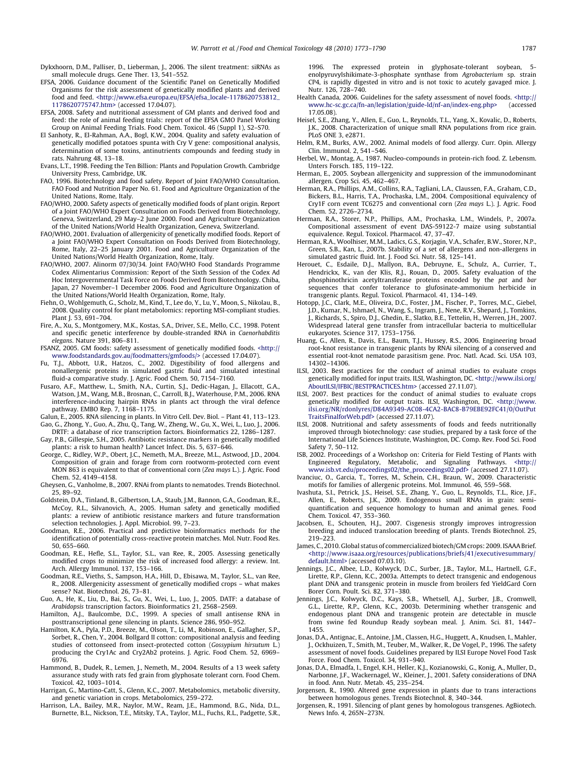Dykxhoorn, D.M., Palliser, D., Lieberman, J., 2006. The silent treatment: siRNAs as small molecule drugs. Gene Ther. 13, 541–552.

EFSA, 2006. Guidance document of the Scientific Panel on Genetically Modified Organisms for the risk assessment of genetically modified plants and derived food and feed. <http://www.efsa.europa.eu/EFSA/efsa_locale-1178620753812_1178620775747.htm> (accessed 17.04.07).

EFSA, 2008. Safety and nutritional assessment of GM plants and derived food and feed: the role of animal feeding trials: report of the EFSA GMO Panel Working Group on Animal Feeding Trials. Food Chem. Toxicol. 46 (Suppl 1), S2–S70.

El Sanhoty, R., El-Rahman, A.A., Bogl, K.W., 2004. Quality and safety evaluation of genetically modified potatoes spunta with Cry V gene: compositional analysis, determination of some toxins, antinutrients compounds and feeding study in rats. Nahrung 48, 13–18.

Evans, L.T., 1998. Feeding the Ten Billion: Plants and Population Growth. Cambridge University Press, Cambridge, UK.

FAO, 1996. Biotechnology and food safety. Report of Joint FAO/WHO Consultation. FAO Food and Nutrition Paper No. 61. Food and Agriculture Organization of the United Nations, Rome, Italy.

FAO/WHO, 2000. Safety aspects of genetically modified foods of plant origin. Report of a Joint FAO/WHO Expert Consultation on Foods Derived from Biotechnology, Geneva, Switzerland, 29 May–2 June 2000. Food and Agriculture Organization of the United Nations/World Health Organization, Geneva, Switzerland.

FAO/WHO, 2001. Evaluation of allergenicity of genetically modified foods. Report of a Joint FAO/WHO Expert Consultation on Foods Derived from Biotechnology, Rome, Italy, 22–25 January 2001. Food and Agriculture Organization of the United Nations/World Health Organization, Rome, Italy.

FAO/WHO, 2007. Alinorm 07/30/34. Joint FAO/WHO Food Standards Programme Codex Alimentarius Commission: Report of the Sixth Session of the Codex Ad Hoc Intergovernmental Task Force on Foods Derived from Biotechnology. Chiba, Japan, 27 November–1 December 2006. Food and Agriculture Organization of the United Nations/World Health Organization, Rome, Italy.

Fiehn, O., Wohlgemuth, G., Scholz, M., Kind, T., Lee do, Y., Lu, Y., Moon, S., Nikolau, B., 2008. Quality control for plant metabolomics: reporting MSI-compliant studies. Plant J. 53, 691–704.

Fire, A., Xu, S., Montgomery, M.K., Kostas, S.A., Driver, S.E., Mello, C.C., 1998. Potent and specific genetic interference by double-stranded RNA in *Caenorhabditis elegans*. Nature 391, 806–811.

FSANZ, 2005. GM foods: safety assessment of genetically modified foods. <http://www.foodstandards.gov.au/foodmatters/gmfoods/> (accessed 17.04.07).

Fu, T.J., Abbott, U.R., Hatzos, C., 2002. Digestibility of food allergens and nonallergenic proteins in simulated gastric fluid and simulated intestinal fluid-a comparative study. J. Agric. Food Chem. 50, 7154–7160.

Fusaro, A.F., Matthew, L., Smith, N.A., Curtin, S.J., Dedic-Hagan, J., Ellacott, G.A., Watson, J.M., Wang, M.B., Brosnan, C., Carroll, B.J., Waterhouse, P.M., 2006. RNA interference-inducing hairpin RNAs in plants act through the viral defence pathway. EMBO Rep. 7, 1168–1175.

Galun, E., 2005. RNA silencing in plants. In Vitro Cell. Dev. Biol. – Plant 41, 113–123.

Gao, G., Zhong, Y., Guo, A., Zhu, Q., Tang, W., Zheng, W., Gu, X., Wei, L., Luo, J., 2006. DRTF: a database of rice transcription factors. Bioinformatics 22, 1286–1287.

Gay, P.B., Gillespie, S.H., 2005. Antibiotic resistance markers in genetically modified plants: a risk to human health? Lancet Infect. Dis. 5, 637–646.

George, C., Ridley, W.P., Obert, J.C., Nemeth, M.A., Breeze, M.L., Astwood, J.D., 2004. Composition of grain and forage from corn rootworm-protected corn event MON 863 is equivalent to that of conventional corn (*Zea mays* L.). J. Agric. Food Chem. 52, 4149–4158.

Gheysen, G., Vanholme, B., 2007. RNAi from plants to nematodes. Trends Biotechnol. 25, 89–92.

Goldstein, D.A., Tinland, B., Gilbertson, L.A., Staub, J.M., Bannon, G.A., Goodman, R.E., McCoy, R.L., Silvanovich, A., 2005. Human safety and genetically modified plants: a review of antibiotic resistance markers and future transformation selection technologies. J. Appl. Microbiol. 99, 7–23.

Goodman, R.E., 2006. Practical and predictive bioinformatics methods for the identification of potentially cross-reactive protein matches. Mol. Nutr. Food Res. 50, 655–660.

Goodman, R.E., Hefle, S.L., Taylor, S.L., van Ree, R., 2005. Assessing genetically modified crops to minimize the risk of increased food allergy: a review. Int. Arch. Allergy Immunol. 137, 153–166.

Goodman, R.E., Vieths, S., Sampson, H.A., Hill, D., Ebisawa, M., Taylor, S.L., van Ree, R., 2008. Allergenicity assessment of genetically modified crops – what makes sense? Nat. Biotechnol. 26, 73–81.

Guo, A., He, K., Liu, D., Bai, S., Gu, X., Wei, L., Luo, J., 2005. DATF: a database of *Arabidopsis* transcription factors. Bioinformatics 21, 2568–2569.

Hamilton, A.J., Baulcombe, D.C., 1999. A species of small antisense RNA in posttranscriptional gene silencing in plants. Science 286, 950–952.

Hamilton, K.A., Pyla, P.D., Breeze, M., Olson, T., Li, M., Robinson, E., Gallagher, S.P., Sorbet, R., Chen, Y., 2004. Bollgard II cotton: compositional analysis and feeding studies of cottonseed from insect-protected cotton (*Gossypium hirsutum* L.) producing the Cry1Ac and Cry2Ab2 proteins. J. Agric. Food Chem. 52, 6969–6976.

Hammond, B., Dudek, R., Lemen, J., Nemeth, M., 2004. Results of a 13 week safety assurance study with rats fed grain from glyphosate tolerant corn. Food Chem. Toxicol. 42, 1003–1014.

Harrigan, G., Martino-Catt, S., Glenn, K.C., 2007. Metabolomics, metabolic diversity, and genetic variation in crops. Metabolomics, 259–272.

Harrison, L.A., Bailey, M.R., Naylor, M.W., Ream, J.E., Hammond, B.G., Nida, D.L., Burnette, B.L., Nickson, T.E., Mitsky, T.A., Taylor, M.L., Fuchs, R.L., Padgette, S.R., 1996. The expressed protein in glyphosate-tolerant soybean, 5-enolpyruvylshikimate-3-phosphate synthase from *Agrobacterium* sp. strain CP4, is rapidly digested in vitro and is not toxic to acutely gavaged mice. J. Nutr. 126, 728–740.

Health Canada, 2006. Guidelines for the safety assessment of novel foods. <http://www.hc-sc.gc.ca/fn-an/legislation/guide-ld/nf-an/index-eng.php> (accessed 17.05.08).

Heisel, S.E., Zhang, Y., Allen, E., Guo, L., Reynolds, T.L., Yang, X., Kovalic, D., Roberts, J.K., 2008. Characterization of unique small RNA populations from rice grain. PLoS ONE 3, e2871.

Helm, R.M., Burks, A.W., 2002. Animal models of food allergy. Curr. Opin. Allergy Clin. Immunol. 2, 541–546.

Herbel, W., Montag, A., 1987. Nucleo-compounds in protein-rich food. Z. Lebensm. Unters Forsch. 185, 119–122.

Herman, E., 2005. Soybean allergenicity and suppression of the immunodominant allergen. Crop Sci. 45, 462–467.

Herman, R.A., Phillips, A.M., Collins, R.A., Tagliani, L.A., Claussen, F.A., Graham, C.D., Bickers, B.L., Harris, T.A., Prochaska, L.M., 2004. Compositional equivalency of Cry1F corn event TC6275 and conventional corn (*Zea mays* L.). J. Agric. Food Chem. 52, 2726–2734.

Herman, R.A., Storer, N.P., Phillips, A.M., Prochaska, L.M., Windels, P., 2007a. Compositional assessment of event DAS-59122-7 maize using substantial equivalence. Regul. Toxicol. Pharmacol. 47, 37–47.

Herman, R.A., Woolhiser, M.M., Ladics, G.S., Korjagin, V.A., Schafer, B.W., Storer, N.P., Green, S.B., Kan, L., 2007b. Stability of a set of allergens and non-allergens in simulated gastric fluid. Int. J. Food Sci. Nutr. 58, 125–141.

Herouet, C., Esdaile, D.J., Mallyon, B.A., Debruyne, E., Schulz, A., Currier, T., Hendrickx, K., van der Klis, R.J., Rouan, D., 2005. Safety evaluation of the phosphinothricin acetyltransferase proteins encoded by the *pat* and *bar* sequences that confer tolerance to glufosinate-ammonium herbicide in transgenic plants. Regul. Toxicol. Pharmacol. 41, 134–149.

Hotopp, J.C., Clark, M.E., Oliveira, D.C., Foster, J.M., Fischer, P., Torres, M.C., Giebel, J.D., Kumar, N., Ishmael, N., Wang, S., Ingram, J., Nene, R.V., Shepard, J., Tomkins, J., Richards, S., Spiro, D.J., Ghedin, E., Slatko, B.E., Tettelin, H., Werren, J.H., 2007. Widespread lateral gene transfer from intracellular bacteria to multicellular eukaryotes. Science 317, 1753–1756.

Huang, G., Allen, R., Davis, E.L., Baum, T.J., Hussey, R.S., 2006. Engineering broad root-knot resistance in transgenic plants by RNAi silencing of a conserved and essential root-knot nematode parasitism gene. Proc. Natl. Acad. Sci. USA 103, 14302–14306.

ILSI, 2003. Best practices for the conduct of animal studies to evaluate crops genetically modified for input traits. ILSI, Washington, DC. <http://www.ilsi.org/AboutILSI/IFBIC/BESTPRACTICES.htm> (accessed 27.11.07).

ILSI, 2007. Best practices for the conduct of animal studies to evaluate crops genetically modified for output traits. ILSI, Washington, DC. <http://www.ilsi.org/NR/rdonlyres/D84A9349-AC08-4CA2-BAC8-B79EBE92FC41/0/OutPutTraitsFinalforWeb.pdf> (accessed 27.11.07).

ILSI, 2008. Nutritional and safety assessments of foods and feeds nutritionally improved through biotechnology: case studies, prepared by a task force of the International Life Sciences Institute, Washington, DC. Comp. Rev. Food Sci. Food Safety 7, 50–112.

ISB, 2002. Proceedings of a Workshop on: Criteria for Field Testing of Plants with Engineered Regulatory, Metabolic, and Signaling Pathways. <http://www.isb.vt.edu/proceedings02/the_proceedings02.pdf> (accessed 27.11.07).

Ivanciuc, O., Garcia, T., Torres, M., Schein, C.H., Braun, W., 2009. Characteristic motifs for families of allergenic proteins. Mol. Immunol. 46, 559–568.

Ivashuta, S.I., Petrick, J.S., Heisel, S.E., Zhang, Y., Guo, L., Reynolds, T.L., Rice, J.F., Allen, E., Roberts, J.K., 2009. Endogenous small RNAs in grain: semi-quantification and sequence homology to human and animal genes. Food Chem. Toxicol. 47, 353–360.

Jacobsen, E., Schouten, H.J., 2007. Cisgenesis strongly improves introgression breeding and induced translocation breeding of plants. Trends Biotechnol. 25, 219–223.

James, C., 2010. Global status of commercialized biotech/GM crops: 2009. ISAAA Brief. <http://www.isaaa.org/resources/publications/briefs/41/executivesummary/default.html> (accessed 07.03.10).

Jennings, J.C., Albee, L.D., Kolwyck, D.C., Surber, J.B., Taylor, M.L., Hartnell, G.F., Lirette, R.P., Glenn, K.C., 2003a. Attempts to detect transgenic and endogenous plant DNA and transgenic protein in muscle from broilers fed YieldGard Corn Borer Corn. Poult. Sci. 82, 371–380.

Jennings, J.C., Kolwyck, D.C., Kays, S.B., Whetsell, A.J., Surber, J.B., Cromwell, G.L., Lirette, R.P., Glenn, K.C., 2003b. Determining whether transgenic and endogenous plant DNA and transgenic protein are detectable in muscle from swine fed Roundup Ready soybean meal. J. Anim. Sci. 81, 1447–1455.

Jonas, D.A., Antignac, E., Antoine, J.M., Classen, H.G., Huggett, A., Knudsen, I., Mahler, J., Ockhuizen, T., Smith, M., Teuber, M., Walker, R., De Vogel, P., 1996. The safety assessment of novel foods. Guidelines prepared by ILSI Europe Novel Food Task Force. Food Chem. Toxicol. 34, 931–940.

Jonas, D.A., Elmadfa, I., Engel, K.H., Heller, K.J., Kozianowski, G., Konig, A., Muller, D., Narbonne, J.F., Wackernagel, W., Kleiner, J., 2001. Safety considerations of DNA in food. Ann. Nutr. Metab. 45, 235–254.

Jorgensen, R., 1990. Altered gene expression in plants due to trans interactions between homologous genes. Trends Biotechnol. 8, 340–344.

Jorgensen, R., 1991. Silencing of plant genes by homologous transgenes. AgBiotech. News Info. 4, 265N–273N.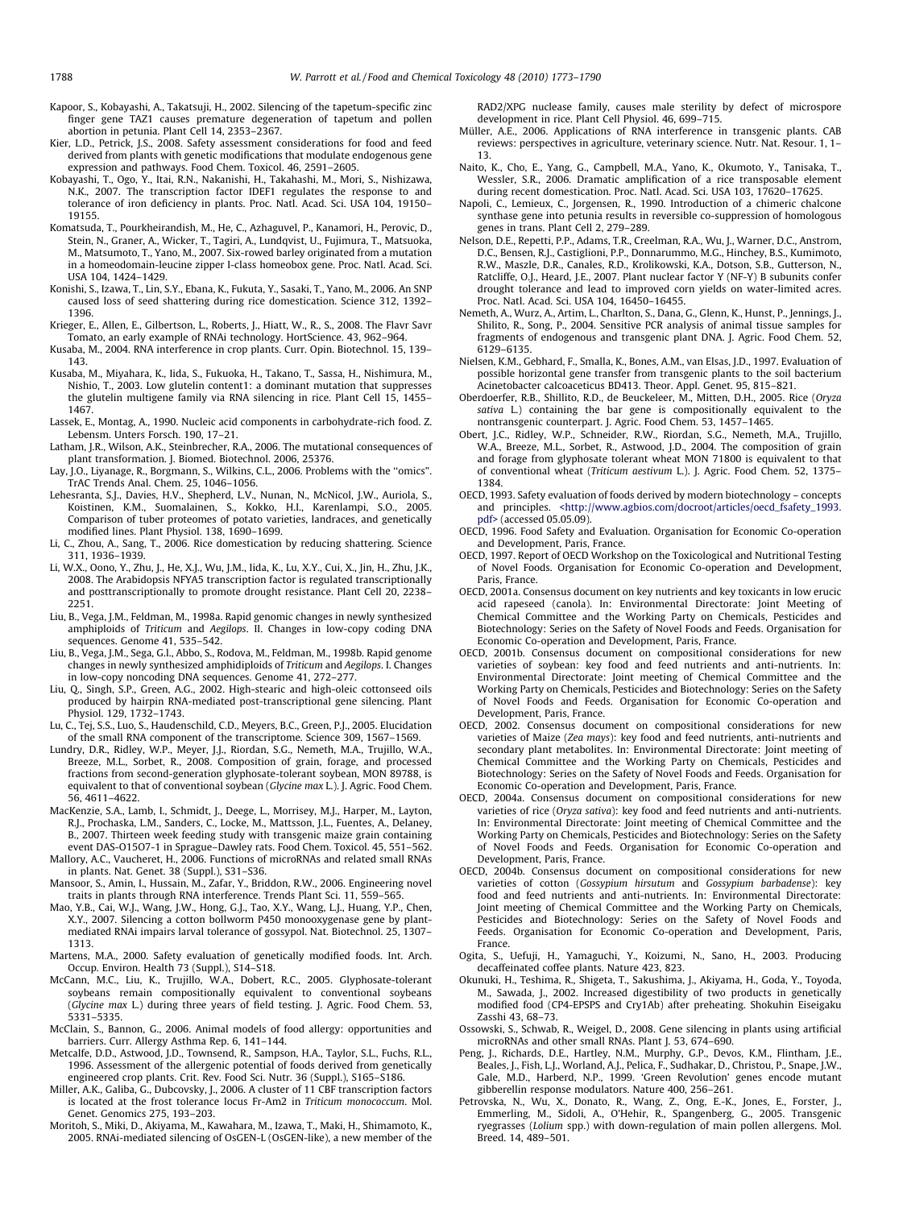Kapoor, S., Kobayashi, A., Takatsuji, H., 2002. Silencing of the tapetum-specific zinc finger gene TAZ1 causes premature degeneration of tapetum and pollen abortion in petunia. Plant Cell 14, 2353–2367.

Kier, L.D., Petrick, J.S., 2008. Safety assessment considerations for food and feed derived from plants with genetic modifications that modulate endogenous gene expression and pathways. Food Chem. Toxicol. 46, 2591–2605.

Kobayashi, T., Ogo, Y., Itai, R.N., Nakanishi, H., Takahashi, M., Mori, S., Nishizawa, N.K., 2007. The transcription factor IDEF1 regulates the response to and tolerance of iron deficiency in plants. Proc. Natl. Acad. Sci. USA 104, 19150–19155.

Komatsuda, T., Pourkheirandish, M., He, C., Azhaguvel, P., Kanamori, H., Perovic, D., Stein, N., Graner, A., Wicker, T., Tagiri, A., Lundqvist, U., Fujimura, T., Matsuoka, M., Matsumoto, T., Yano, M., 2007. Six-rowed barley originated from a mutation in a homeodomain-leucine zipper I-class homeobox gene. Proc. Natl. Acad. Sci. USA 104, 1424–1429.

Konishi, S., Izawa, T., Lin, S.Y., Ebana, K., Fukuta, Y., Sasaki, T., Yano, M., 2006. An SNP caused loss of seed shattering during rice domestication. Science 312, 1392–1396.

Krieger, E., Allen, E., Gilbertson, L., Roberts, J., Hiatt, W., R., S., 2008. The Flavr Savr Tomato, an early example of RNAi technology. HortScience. 43, 962–964.

Kusaba, M., 2004. RNA interference in crop plants. Curr. Opin. Biotechnol. 15, 139–143.

Kusaba, M., Miyahara, K., Iida, S., Fukuoka, H., Takano, T., Sassa, H., Nishimura, M., Nishio, T., 2003. Low glutelin content1: a dominant mutation that suppresses the glutelin multigene family via RNA silencing in rice. Plant Cell 15, 1455–1467.

Lassek, E., Montag, A., 1990. Nucleic acid components in carbohydrate-rich food. Z. Lebensm. Unters Forsch. 190, 17–21.

Latham, J.R., Wilson, A.K., Steinbrecher, R.A., 2006. The mutational consequences of plant transformation. J. Biomed. Biotechnol. 2006, 25376.

Lay, J.O., Liyanage, R., Borgmann, S., Wilkins, C.L., 2006. Problems with the "omics". TrAC Trends Anal. Chem. 25, 1046–1056.

Lehesranta, S.J., Davies, H.V., Shepherd, L.V., Nunan, N., McNicol, J.W., Auriola, S., Koistinen, K.M., Suomalainen, S., Kokko, H.I., Karenlampi, S.O., 2005. Comparison of tuber proteomes of potato varieties, landraces, and genetically modified lines. Plant Physiol. 138, 1690–1699.

Li, C., Zhou, A., Sang, T., 2006. Rice domestication by reducing shattering. Science 311, 1936–1939.

Li, W.X., Oono, Y., Zhu, J., He, X.J., Wu, J.M., Iida, K., Lu, X.Y., Cui, X., Jin, H., Zhu, J.K., 2008. The Arabidopsis NFYA5 transcription factor is regulated transcriptionally and posttranscriptionally to promote drought resistance. Plant Cell 20, 2238–2251.

Liu, B., Vega, J.M., Feldman, M., 1998a. Rapid genomic changes in newly synthesized amphiploids of *Triticum* and *Aegilops*. II. Changes in low-copy coding DNA sequences. Genome 41, 535–542.

Liu, B., Vega, J.M., Sega, G.l., Abbo, S., Rodova, M., Feldman, M., 1998b. Rapid genome changes in newly synthesized amphidiploids of *Triticum* and *Aegilops*. I. Changes in low-copy noncoding DNA sequences. Genome 41, 272–277.

Liu, Q., Singh, S.P., Green, A.G., 2002. High-stearic and high-oleic cottonseed oils produced by hairpin RNA-mediated post-transcriptional gene silencing. Plant Physiol. 129, 1732–1743.

Lu, C., Tej, S.S., Luo, S., Haudenschild, C.D., Meyers, B.C., Green, P.J., 2005. Elucidation of the small RNA component of the transcriptome. Science 309, 1567–1569.

Lundry, D.R., Ridley, W.P., Meyer, J.J., Riordan, S.G., Nemeth, M.A., Trujillo, W.A., Breeze, M.L., Sorbet, R., 2008. Composition of grain, forage, and processed fractions from second-generation glyphosate-tolerant soybean, MON 89788, is equivalent to that of conventional soybean (*Glycine max* L.). J. Agric. Food Chem. 56, 4611–4622.

MacKenzie, S.A., Lamb, I., Schmidt, J., Deege, L., Morrisey, M.J., Harper, M., Layton, R.J., Prochaska, L.M., Sanders, C., Locke, M., Mattsson, J.L., Fuentes, A., Delaney, B., 2007. Thirteen week feeding study with transgenic maize grain containing event DAS-O15O7-1 in Sprague–Dawley rats. Food Chem. Toxicol. 45, 551–562.

Mallory, A.C., Vaucheret, H., 2006. Functions of microRNAs and related small RNAs in plants. Nat. Genet. 38 (Suppl.), S31–S36.

Mansoor, S., Amin, I., Hussain, M., Zafar, Y., Briddon, R.W., 2006. Engineering novel traits in plants through RNA interference. Trends Plant Sci. 11, 559–565.

Mao, Y.B., Cai, W.J., Wang, J.W., Hong, G.J., Tao, X.Y., Wang, L.J., Huang, Y.P., Chen, X.Y., 2007. Silencing a cotton bollworm P450 monooxygenase gene by plant-mediated RNAi impairs larval tolerance of gossypol. Nat. Biotechnol. 25, 1307–1313.

Martens, M.A., 2000. Safety evaluation of genetically modified foods. Int. Arch. Occup. Environ. Health 73 (Suppl.), S14–S18.

McCann, M.C., Liu, K., Trujillo, W.A., Dobert, R.C., 2005. Glyphosate-tolerant soybeans remain compositionally equivalent to conventional soybeans (*Glycine max* L.) during three years of field testing. J. Agric. Food Chem. 53, 5331–5335.

McClain, S., Bannon, G., 2006. Animal models of food allergy: opportunities and barriers. Curr. Allergy Asthma Rep. 6, 141–144.

Metcalfe, D.D., Astwood, J.D., Townsend, R., Sampson, H.A., Taylor, S.L., Fuchs, R.L., 1996. Assessment of the allergenic potential of foods derived from genetically engineered crop plants. Crit. Rev. Food Sci. Nutr. 36 (Suppl.), S165–S186.

Miller, A.K., Galiba, G., Dubcovsky, J., 2006. A cluster of 11 CBF transcription factors is located at the frost tolerance locus Fr-Am2 in *Triticum monococcum*. Mol. Genet. Genomics 275, 193–203.

Moritoh, S., Miki, D., Akiyama, M., Kawahara, M., Izawa, T., Maki, H., Shimamoto, K., 2005. RNAi-mediated silencing of OsGEN-L (OsGEN-like), a new member of the RAD2/XPG nuclease family, causes male sterility by defect of microspore development in rice. Plant Cell Physiol. 46, 699–715.

Müller, A.E., 2006. Applications of RNA interference in transgenic plants. CAB reviews: perspectives in agriculture, veterinary science. Nutr. Nat. Resour. 1, 1–13.

Naito, K., Cho, E., Yang, G., Campbell, M.A., Yano, K., Okumoto, Y., Tanisaka, T., Wessler, S.R., 2006. Dramatic amplification of a rice transposable element during recent domestication. Proc. Natl. Acad. Sci. USA 103, 17620–17625.

Napoli, C., Lemieux, C., Jorgensen, R., 1990. Introduction of a chimeric chalcone synthase gene into petunia results in reversible co-suppression of homologous genes in trans. Plant Cell 2, 279–289.

Nelson, D.E., Repetti, P.P., Adams, T.R., Creelman, R.A., Wu, J., Warner, D.C., Anstrom, D.C., Bensen, R.J., Castiglioni, P.P., Donnarummo, M.G., Hinchey, B.S., Kumimoto, R.W., Maszle, D.R., Canales, R.D., Krolikowski, K.A., Dotson, S.B., Gutterson, N., Ratcliffe, O.J., Heard, J.E., 2007. Plant nuclear factor Y (NF-Y) B subunits confer drought tolerance and lead to improved corn yields on water-limited acres. Proc. Natl. Acad. Sci. USA 104, 16450–16455.

Nemeth, A., Wurz, A., Artim, L., Charlton, S., Dana, G., Glenn, K., Hunst, P., Jennings, J., Shilito, R., Song, P., 2004. Sensitive PCR analysis of animal tissue samples for fragments of endogenous and transgenic plant DNA. J. Agric. Food Chem. 52, 6129–6135.

Nielsen, K.M., Gebhard, F., Smalla, K., Bones, A.M., van Elsas, J.D., 1997. Evaluation of possible horizontal gene transfer from transgenic plants to the soil bacterium Acinetobacter calcoaceticus BD413. Theor. Appl. Genet. 95, 815–821.

Oberdoerfer, R.B., Shillito, R.D., de Beuckeleer, M., Mitten, D.H., 2005. Rice (*Oryza sativa* L.) containing the bar gene is compositionally equivalent to the nontransgenic counterpart. J. Agric. Food Chem. 53, 1457–1465.

Obert, J.C., Ridley, W.P., Schneider, R.W., Riordan, S.G., Nemeth, M.A., Trujillo, W.A., Breeze, M.L., Sorbet, R., Astwood, J.D., 2004. The composition of grain and forage from glyphosate tolerant wheat MON 71800 is equivalent to that of conventional wheat (*Triticum aestivum* L.). J. Agric. Food Chem. 52, 1375–1384.

OECD, 1993. Safety evaluation of foods derived by modern biotechnology – concepts and principles. <http://www.agbios.com/docroot/articles/oecd_fsafety_1993.pdf> (accessed 05.05.09).

OECD, 1996. Food Safety and Evaluation. Organisation for Economic Co-operation and Development, Paris, France.

OECD, 1997. Report of OECD Workshop on the Toxicological and Nutritional Testing of Novel Foods. Organisation for Economic Co-operation and Development, Paris, France.

OECD, 2001a. Consensus document on key nutrients and key toxicants in low erucic acid rapeseed (canola). In: Environmental Directorate: Joint Meeting of Chemical Committee and the Working Party on Chemicals, Pesticides and Biotechnology: Series on the Safety of Novel Foods and Feeds. Organisation for Economic Co-operation and Development, Paris, France.

OECD, 2001b. Consensus document on compositional considerations for new varieties of soybean: key food and feed nutrients and anti-nutrients. In: Environmental Directorate: Joint meeting of Chemical Committee and the Working Party on Chemicals, Pesticides and Biotechnology: Series on the Safety of Novel Foods and Feeds. Organisation for Economic Co-operation and Development, Paris, France.

OECD, 2002. Consensus document on compositional considerations for new varieties of Maize (*Zea mays*): key food and feed nutrients, anti-nutrients and secondary plant metabolites. In: Environmental Directorate: Joint meeting of Chemical Committee and the Working Party on Chemicals, Pesticides and Biotechnology: Series on the Safety of Novel Foods and Feeds. Organisation for Economic Co-operation and Development, Paris, France.

OECD, 2004a. Consensus document on compositional considerations for new varieties of rice (*Oryza sativa*): key food and feed nutrients and anti-nutrients. In: Environmental Directorate: Joint meeting of Chemical Committee and the Working Party on Chemicals, Pesticides and Biotechnology: Series on the Safety of Novel Foods and Feeds. Organisation for Economic Co-operation and Development, Paris, France.

OECD, 2004b. Consensus document on compositional considerations for new varieties of cotton (*Gossypium hirsutum* and *Gossypium barbadense*): key food and feed nutrients and anti-nutrients. In: Environmental Directorate: Joint meeting of Chemical Committee and the Working Party on Chemicals, Pesticides and Biotechnology: Series on the Safety of Novel Foods and Feeds. Organisation for Economic Co-operation and Development, Paris, France.

Ogita, S., Uefuji, H., Yamaguchi, Y., Koizumi, N., Sano, H., 2003. Producing decaffeinated coffee plants. Nature 423, 823.

Okunuki, H., Teshima, R., Shigeta, T., Sakushima, J., Akiyama, H., Goda, Y., Toyoda, M., Sawada, J., 2002. Increased digestibility of two products in genetically modified food (CP4-EPSPS and Cry1Ab) after preheating. Shokuhin Eiseigaku Zasshi 43, 68–73.

Ossowski, S., Schwab, R., Weigel, D., 2008. Gene silencing in plants using artificial microRNAs and other small RNAs. Plant J. 53, 674–690.

Peng, J., Richards, D.E., Hartley, N.M., Murphy, G.P., Devos, K.M., Flintham, J.E., Beales, J., Fish, L.J., Worland, A.J., Pelica, F., Sudhakar, D., Christou, P., Snape, J.W., Gale, M.D., Harberd, N.P., 1999. 'Green Revolution' genes encode mutant gibberellin response modulators. Nature 400, 256–261.

Petrovska, N., Wu, X., Donato, R., Wang, Z., Ong, E.-K., Jones, E., Forster, J., Emmerling, M., Sidoli, A., O'Hehir, R., Spangenberg, G., 2005. Transgenic ryegrasses (*Lolium* spp.) with down-regulation of main pollen allergens. Mol. Breed. 14, 489–501.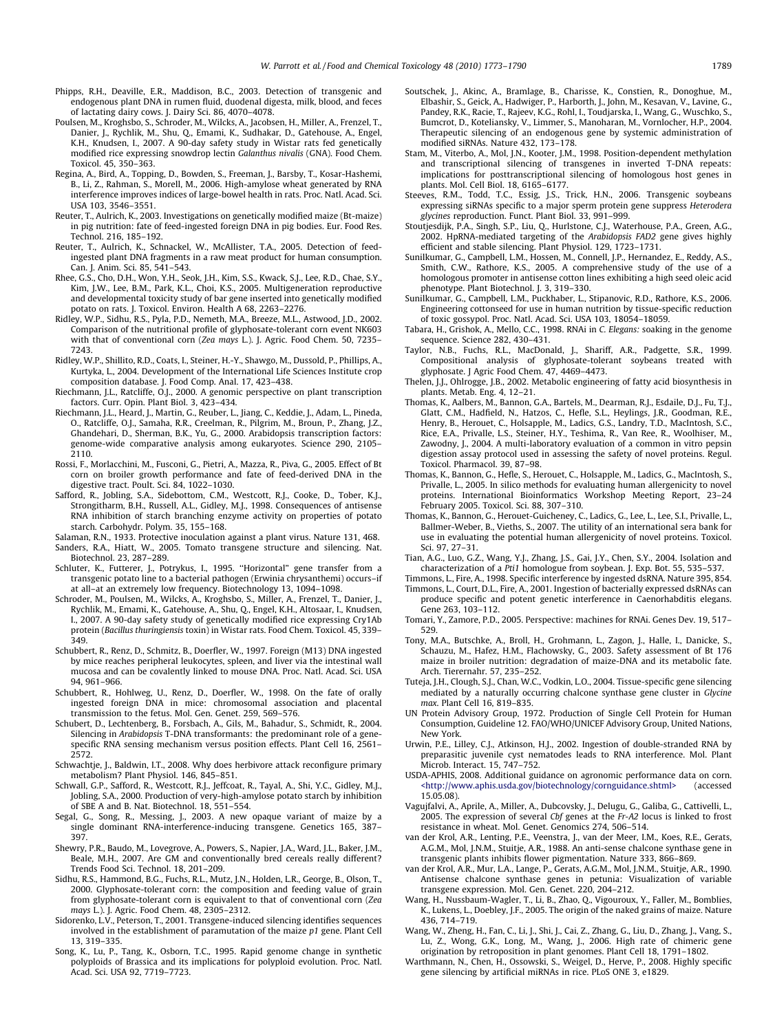Phipps, R.H., Deaville, E.R., Maddison, B.C., 2003. Detection of transgenic and endogenous plant DNA in rumen fluid, duodenal digesta, milk, blood, and feces of lactating dairy cows. J. Dairy Sci. 86, 4070–4078.

Poulsen, M., Kroghsbo, S., Schroder, M., Wilcks, A., Jacobsen, H., Miller, A., Frenzel, T., Danier, J., Rychlik, M., Shu, Q., Emami, K., Sudhakar, D., Gatehouse, A., Engel, K.H., Knudsen, I., 2007. A 90-day safety study in Wistar rats fed genetically modified rice expressing snowdrop lectin *Galanthus nivalis* (GNA). Food Chem. Toxicol. 45, 350–363.

Regina, A., Bird, A., Topping, D., Bowden, S., Freeman, J., Barsby, T., Kosar-Hashemi, B., Li, Z., Rahman, S., Morell, M., 2006. High-amylose wheat generated by RNA interference improves indices of large-bowel health in rats. Proc. Natl. Acad. Sci. USA 103, 3546–3551.

Reuter, T., Aulrich, K., 2003. Investigations on genetically modified maize (Bt-maize) in pig nutrition: fate of feed-ingested foreign DNA in pig bodies. Eur. Food Res. Technol. 216, 185–192.

Reuter, T., Aulrich, K., Schnackel, W., McAllister, T.A., 2005. Detection of feed-ingested plant DNA fragments in a raw meat product for human consumption. Can. J. Anim. Sci. 85, 541–543.

Rhee, G.S., Cho, D.H., Won, Y.H., Seok, J.H., Kim, S.S., Kwack, S.J., Lee, R.D., Chae, S.Y., Kim, J.W., Lee, B.M., Park, K.L., Choi, K.S., 2005. Multigeneration reproductive and developmental toxicity study of bar gene inserted into genetically modified potato on rats. J. Toxicol. Environ. Health A 68, 2263–2276.

Ridley, W.P., Sidhu, R.S., Pyla, P.D., Nemeth, M.A., Breeze, M.L., Astwood, J.D., 2002. Comparison of the nutritional profile of glyphosate-tolerant corn event NK603 with that of conventional corn (*Zea mays* L.). J. Agric. Food Chem. 50, 7235–7243.

Ridley, W.P., Shillito, R.D., Coats, I., Steiner, H.-Y., Shawgo, M., Dussold, P., Phillips, A., Kurtyka, L., 2004. Development of the International Life Sciences Institute crop composition database. J. Food Comp. Anal. 17, 423–438.

Riechmann, J.L., Ratcliffe, O.J., 2000. A genomic perspective on plant transcription factors. Curr. Opin. Plant Biol. 3, 423–434.

Riechmann, J.L., Heard, J., Martin, G., Reuber, L., Jiang, C., Keddie, J., Adam, L., Pineda, O., Ratcliffe, O.J., Samaha, R.R., Creelman, R., Pilgrim, M., Broun, P., Zhang, J.Z., Ghandehari, D., Sherman, B.K., Yu, G., 2000. Arabidopsis transcription factors: genome-wide comparative analysis among eukaryotes. Science 290, 2105–2110.

Rossi, F., Morlacchini, M., Fusconi, G., Pietri, A., Mazza, R., Piva, G., 2005. Effect of Bt corn on broiler growth performance and fate of feed-derived DNA in the digestive tract. Poult. Sci. 84, 1022–1030.

Safford, R., Jobling, S.A., Sidebottom, C.M., Westcott, R.J., Cooke, D., Tober, K.J., Strongitharm, B.H., Russell, A.L., Gidley, M.J., 1998. Consequences of antisense RNA inhibition of starch branching enzyme activity on properties of potato starch. Carbohydr. Polym. 35, 155–168.

Salaman, R.N., 1933. Protective inoculation against a plant virus. Nature 131, 468.

Sanders, R.A., Hiatt, W., 2005. Tomato transgene structure and silencing. Nat. Biotechnol. 23, 287–289.

Schluter, K., Futterer, J., Potrykus, I., 1995. "Horizontal" gene transfer from a transgenic potato line to a bacterial pathogen (Erwinia chrysanthemi) occurs–if at all–at an extremely low frequency. Biotechnology 13, 1094–1098.

Schroder, M., Poulsen, M., Wilcks, A., Kroghsbo, S., Miller, A., Frenzel, T., Danier, J., Rychlik, M., Emami, K., Gatehouse, A., Shu, Q., Engel, K.H., Altosaar, I., Knudsen, I., 2007. A 90-day safety study of genetically modified rice expressing Cry1Ab protein (*Bacillus thuringiensis* toxin) in Wistar rats. Food Chem. Toxicol. 45, 339–349.

Schubbert, R., Renz, D., Schmitz, B., Doerfler, W., 1997. Foreign (M13) DNA ingested by mice reaches peripheral leukocytes, spleen, and liver via the intestinal wall mucosa and can be covalently linked to mouse DNA. Proc. Natl. Acad. Sci. USA 94, 961–966.

Schubbert, R., Hohlweg, U., Renz, D., Doerfler, W., 1998. On the fate of orally ingested foreign DNA in mice: chromosomal association and placental transmission to the fetus. Mol. Gen. Genet. 259, 569–576.

Schubert, D., Lechtenberg, B., Forsbach, A., Gils, M., Bahadur, S., Schmidt, R., 2004. Silencing in *Arabidopsis* T-DNA transformants: the predominant role of a gene-specific RNA sensing mechanism versus position effects. Plant Cell 16, 2561–2572.

Schwachtje, J., Baldwin, I.T., 2008. Why does herbivore attack reconfigure primary metabolism? Plant Physiol. 146, 845–851.

Schwall, G.P., Safford, R., Westcott, R.J., Jeffcoat, R., Tayal, A., Shi, Y.C., Gidley, M.J., Jobling, S.A., 2000. Production of very-high-amylose potato starch by inhibition of SBE A and B. Nat. Biotechnol. 18, 551–554.

Segal, G., Song, R., Messing, J., 2003. A new opaque variant of maize by a single dominant RNA-interference-inducing transgene. Genetics 165, 387–397.

Shewry, P.R., Baudo, M., Lovegrove, A., Powers, S., Napier, J.A., Ward, J.L., Baker, J.M., Beale, M.H., 2007. Are GM and conventionally bred cereals really different? Trends Food Sci. Technol. 18, 201–209.

Sidhu, R.S., Hammond, B.G., Fuchs, R.L., Mutz, J.N., Holden, L.R., George, B., Olson, T., 2000. Glyphosate-tolerant corn: the composition and feeding value of grain from glyphosate-tolerant corn is equivalent to that of conventional corn (*Zea mays* L.). J. Agric. Food Chem. 48, 2305–2312.

Sidorenko, L.V., Peterson, T., 2001. Transgene-induced silencing identifies sequences involved in the establishment of paramutation of the maize *p1* gene. Plant Cell 13, 319–335.

Song, K., Lu, P., Tang, K., Osborn, T.C., 1995. Rapid genome change in synthetic polyploids of Brassica and its implications for polyploid evolution. Proc. Natl. Acad. Sci. USA 92, 7719–7723.

Soutschek, J., Akinc, A., Bramlage, B., Charisse, K., Constien, R., Donoghue, M., Elbashir, S., Geick, A., Hadwiger, P., Harborth, J., John, M., Kesavan, V., Lavine, G., Pandey, R.K., Racie, T., Rajeev, K.G., Rohl, I., Toudjarska, I., Wang, G., Wuschko, S., Bumcrot, D., Koteliansky, V., Limmer, S., Manoharan, M., Vornlocher, H.P., 2004. Therapeutic silencing of an endogenous gene by systemic administration of modified siRNAs. Nature 432, 173–178.

Stam, M., Viterbo, A., Mol, J.N., Kooter, J.M., 1998. Position-dependent methylation and transcriptional silencing of transgenes in inverted T-DNA repeats: implications for posttranscriptional silencing of homologous host genes in plants. Mol. Cell Biol. 18, 6165–6177.

Steeves, R.M., Todd, T.C., Essig, J.S., Trick, H.N., 2006. Transgenic soybeans expressing siRNAs specific to a major sperm protein gene suppress *Heterodera glycines* reproduction. Funct. Plant Biol. 33, 991–999.

Stoutjesdijk, P.A., Singh, S.P., Liu, Q., Hurlstone, C.J., Waterhouse, P.A., Green, A.G., 2002. HpRNA-mediated targeting of the *Arabidopsis FAD2* gene gives highly efficient and stable silencing. Plant Physiol. 129, 1723–1731.

Sunilkumar, G., Campbell, L.M., Hossen, M., Connell, J.P., Hernandez, E., Reddy, A.S., Smith, C.W., Rathore, K.S., 2005. A comprehensive study of the use of a homologous promoter in antisense cotton lines exhibiting a high seed oleic acid phenotype. Plant Biotechnol. J. 3, 319–330.

Sunilkumar, G., Campbell, L.M., Puckhaber, L., Stipanovic, R.D., Rathore, K.S., 2006. Engineering cottonseed for use in human nutrition by tissue-specific reduction of toxic gossypol. Proc. Natl. Acad. Sci. USA 103, 18054–18059.

Tabara, H., Grishok, A., Mello, C.C., 1998. RNAi in *C. Elegans:* soaking in the genome sequence. Science 282, 430–431.

Taylor, N.B., Fuchs, R.L., MacDonald, J., Shariff, A.R., Padgette, S.R., 1999. Compositional analysis of glyphosate-tolerant soybeans treated with glyphosate. J Agric Food Chem. 47, 4469–4473.

Thelen, J.J., Ohlrogge, J.B., 2002. Metabolic engineering of fatty acid biosynthesis in plants. Metab. Eng. 4, 12–21.

Thomas, K., Aalbers, M., Bannon, G.A., Bartels, M., Dearman, R.J., Esdaile, D.J., Fu, T.J., Glatt, C.M., Hadfield, N., Hatzos, C., Hefle, S.L., Heylings, J.R., Goodman, R.E., Henry, B., Herouet, C., Holsapple, M., Ladics, G.S., Landry, T.D., MacIntosh, S.C., Rice, E.A., Privalle, L.S., Steiner, H.Y., Teshima, R., Van Ree, R., Woolhiser, M., Zawodny, J., 2004. A multi-laboratory evaluation of a common in vitro pepsin digestion assay protocol used in assessing the safety of novel proteins. Regul. Toxicol. Pharmacol. 39, 87–98.

Thomas, K., Bannon, G., Hefle, S., Herouet, C., Holsapple, M., Ladics, G., MacIntosh, S., Privalle, L., 2005. In silico methods for evaluating human allergenicity to novel proteins. International Bioinformatics Workshop Meeting Report, 23–24 February 2005. Toxicol. Sci. 88, 307–310.

Thomas, K., Bannon, G., Herouet-Guicheney, C., Ladics, G., Lee, L., Lee, S.I., Privalle, L., Ballmer-Weber, B., Vieths, S., 2007. The utility of an international sera bank for use in evaluating the potential human allergenicity of novel proteins. Toxicol. Sci. 97, 27–31.

Tian, A.G., Luo, G.Z., Wang, Y.J., Zhang, J.S., Gai, J.Y., Chen, S.Y., 2004. Isolation and characterization of a *Pti1* homologue from soybean. J. Exp. Bot. 55, 535–537.

Timmons, L., Fire, A., 1998. Specific interference by ingested dsRNA. Nature 395, 854.

Timmons, L., Court, D.L., Fire, A., 2001. Ingestion of bacterially expressed dsRNAs can produce specific and potent genetic interference in Caenorhabditis elegans. Gene 263, 103–112.

Tomari, Y., Zamore, P.D., 2005. Perspective: machines for RNAi. Genes Dev. 19, 517–529.

Tony, M.A., Butschke, A., Broll, H., Grohmann, L., Zagon, J., Halle, I., Danicke, S., Schauzu, M., Hafez, H.M., Flachowsky, G., 2003. Safety assessment of Bt 176 maize in broiler nutrition: degradation of maize-DNA and its metabolic fate. Arch. Tierernahr. 57, 235–252.

Tuteja, J.H., Clough, S.J., Chan, W.C., Vodkin, L.O., 2004. Tissue-specific gene silencing mediated by a naturally occurring chalcone synthase gene cluster in *Glycine max*. Plant Cell 16, 819–835.

UN Protein Advisory Group, 1972. Production of Single Cell Protein for Human Consumption, Guideline 12. FAO/WHO/UNICEF Advisory Group, United Nations, New York.

Urwin, P.E., Lilley, C.J., Atkinson, H.J., 2002. Ingestion of double-stranded RNA by preparasitic juvenile cyst nematodes leads to RNA interference. Mol. Plant Microb. Interact. 15, 747–752.

USDA-APHIS, 2008. Additional guidance on agronomic performance data on corn. <http://www.aphis.usda.gov/biotechnology/cornguidance.shtml> (accessed 15.05.08).

Vagujfalvi, A., Aprile, A., Miller, A., Dubcovsky, J., Delugu, G., Galiba, G., Cattivelli, L., 2005. The expression of several *Cbf* genes at the *Fr-A2* locus is linked to frost resistance in wheat. Mol. Genet. Genomics 274, 506–514.

van der Krol, A.R., Lenting, P.E., Veenstra, J., van der Meer, I.M., Koes, R.E., Gerats, A.G.M., Mol, J.N.M., Stuitje, A.R., 1988. An anti-sense chalcone synthase gene in transgenic plants inhibits flower pigmentation. Nature 333, 866–869.

van der Krol, A.R., Mur, L.A., Lange, P., Gerats, A.G.M., Mol, J.N.M., Stuitje, A.R., 1990. Antisense chalcone synthase genes in petunia: Visualization of variable transgene expression. Mol. Gen. Genet. 220, 204–212.

Wang, H., Nussbaum-Wagler, T., Li, B., Zhao, Q., Vigouroux, Y., Faller, M., Bomblies, K., Lukens, L., Doebley, J.F., 2005. The origin of the naked grains of maize. Nature 436, 714–719.

Wang, W., Zheng, H., Fan, C., Li, J., Shi, J., Cai, Z., Zhang, G., Liu, D., Zhang, J., Vang, S., Lu, Z., Wong, G.K., Long, M., Wang, J., 2006. High rate of chimeric gene origination by retroposition in plant genomes. Plant Cell 18, 1791–1802.

Warthmann, N., Chen, H., Ossowski, S., Weigel, D., Herve, P., 2008. Highly specific gene silencing by artificial miRNAs in rice. PLoS ONE 3, e1829.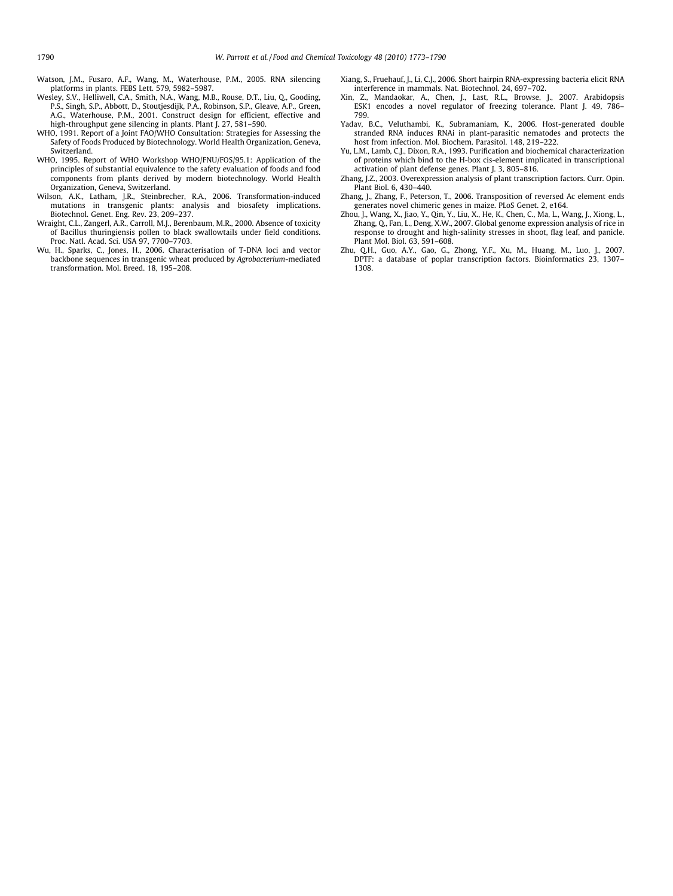Watson, J.M., Fusaro, A.F., Wang, M., Waterhouse, P.M., 2005. RNA silencing platforms in plants. FEBS Lett. 579, 5982–5987.

Wesley, S.V., Helliwell, C.A., Smith, N.A., Wang, M.B., Rouse, D.T., Liu, Q., Gooding, P.S., Singh, S.P., Abbott, D., Stoutjesdijk, P.A., Robinson, S.P., Gleave, A.P., Green, A.G., Waterhouse, P.M., 2001. Construct design for efficient, effective and high-throughput gene silencing in plants. Plant J. 27, 581–590.

WHO, 1991. Report of a Joint FAO/WHO Consultation: Strategies for Assessing the Safety of Foods Produced by Biotechnology. World Health Organization, Geneva, Switzerland.

WHO, 1995. Report of WHO Workshop WHO/FNU/FOS/95.1: Application of the principles of substantial equivalence to the safety evaluation of foods and food components from plants derived by modern biotechnology. World Health Organization, Geneva, Switzerland.

Wilson, A.K., Latham, J.R., Steinbrecher, R.A., 2006. Transformation-induced mutations in transgenic plants: analysis and biosafety implications. Biotechnol. Genet. Eng. Rev. 23, 209–237.

Wraight, C.L., Zangerl, A.R., Carroll, M.J., Berenbaum, M.R., 2000. Absence of toxicity of Bacillus thuringiensis pollen to black swallowtails under field conditions. Proc. Natl. Acad. Sci. USA 97, 7700–7703.

Wu, H., Sparks, C., Jones, H., 2006. Characterisation of T-DNA loci and vector backbone sequences in transgenic wheat produced by *Agrobacterium*-mediated transformation. Mol. Breed. 18, 195–208.

Xiang, S., Fruehauf, J., Li, C.J., 2006. Short hairpin RNA-expressing bacteria elicit RNA interference in mammals. Nat. Biotechnol. 24, 697–702.

Xin, Z., Mandaokar, A., Chen, J., Last, R.L., Browse, J., 2007. Arabidopsis ESK1 encodes a novel regulator of freezing tolerance. Plant J. 49, 786–799.

Yadav, B.C., Veluthambi, K., Subramaniam, K., 2006. Host-generated double stranded RNA induces RNAi in plant-parasitic nematodes and protects the host from infection. Mol. Biochem. Parasitol. 148, 219–222.

Yu, L.M., Lamb, C.J., Dixon, R.A., 1993. Purification and biochemical characterization of proteins which bind to the H-box cis-element implicated in transcriptional activation of plant defense genes. Plant J. 3, 805–816.

Zhang, J.Z., 2003. Overexpression analysis of plant transcription factors. Curr. Opin. Plant Biol. 6, 430–440.

Zhang, J., Zhang, F., Peterson, T., 2006. Transposition of reversed Ac element ends generates novel chimeric genes in maize. PLoS Genet. 2, e164.

Zhou, J., Wang, X., Jiao, Y., Qin, Y., Liu, X., He, K., Chen, C., Ma, L., Wang, J., Xiong, L., Zhang, Q., Fan, L., Deng, X.W., 2007. Global genome expression analysis of rice in response to drought and high-salinity stresses in shoot, flag leaf, and panicle. Plant Mol. Biol. 63, 591–608.

Zhu, Q.H., Guo, A.Y., Gao, G., Zhong, Y.F., Xu, M., Huang, M., Luo, J., 2007. DPTF: a database of poplar transcription factors. Bioinformatics 23, 1307–1308.